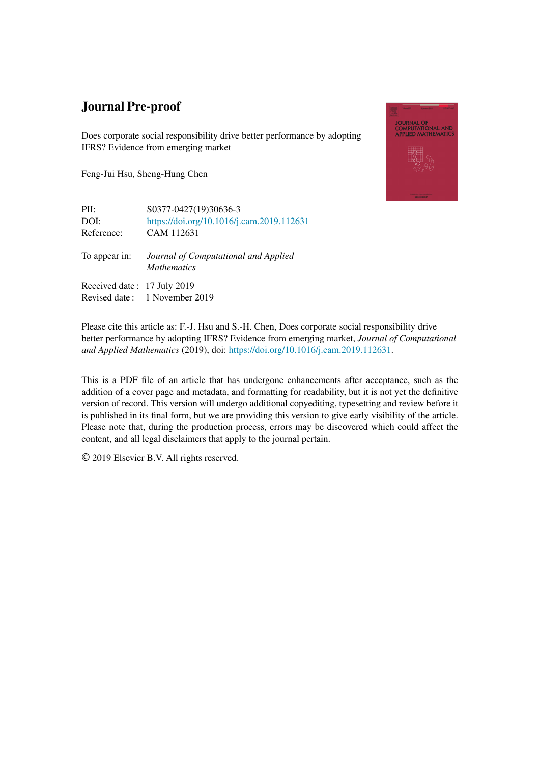# Journal Pre-proof

Does corporate social responsibility drive better performance by adopting IFRS? Evidence from emerging market

Feng-Jui Hsu, Sheng-Hung Chen

| | |
|---|---|
| PII: | S0377-0427(19)30636-3 |
| DOI: | https://doi.org/10.1016/j.cam.2019.112631 |
| Reference: | CAM 112631 |
| To appear in: | *Journal of Computational and Applied Mathematics* |
| Received date : | 17 July 2019 |
| Revised date : | 1 November 2019 |

Please cite this article as: F.-J. Hsu and S.-H. Chen, Does corporate social responsibility drive better performance by adopting IFRS? Evidence from emerging market, *Journal of Computational and Applied Mathematics* (2019), doi: https://doi.org/10.1016/j.cam.2019.112631.

This is a PDF file of an article that has undergone enhancements after acceptance, such as the addition of a cover page and metadata, and formatting for readability, but it is not yet the definitive version of record. This version will undergo additional copyediting, typesetting and review before it is published in its final form, but we are providing this version to give early visibility of the article. Please note that, during the production process, errors may be discovered which could affect the content, and all legal disclaimers that apply to the journal pertain.

© 2019 Elsevier B.V. All rights reserved.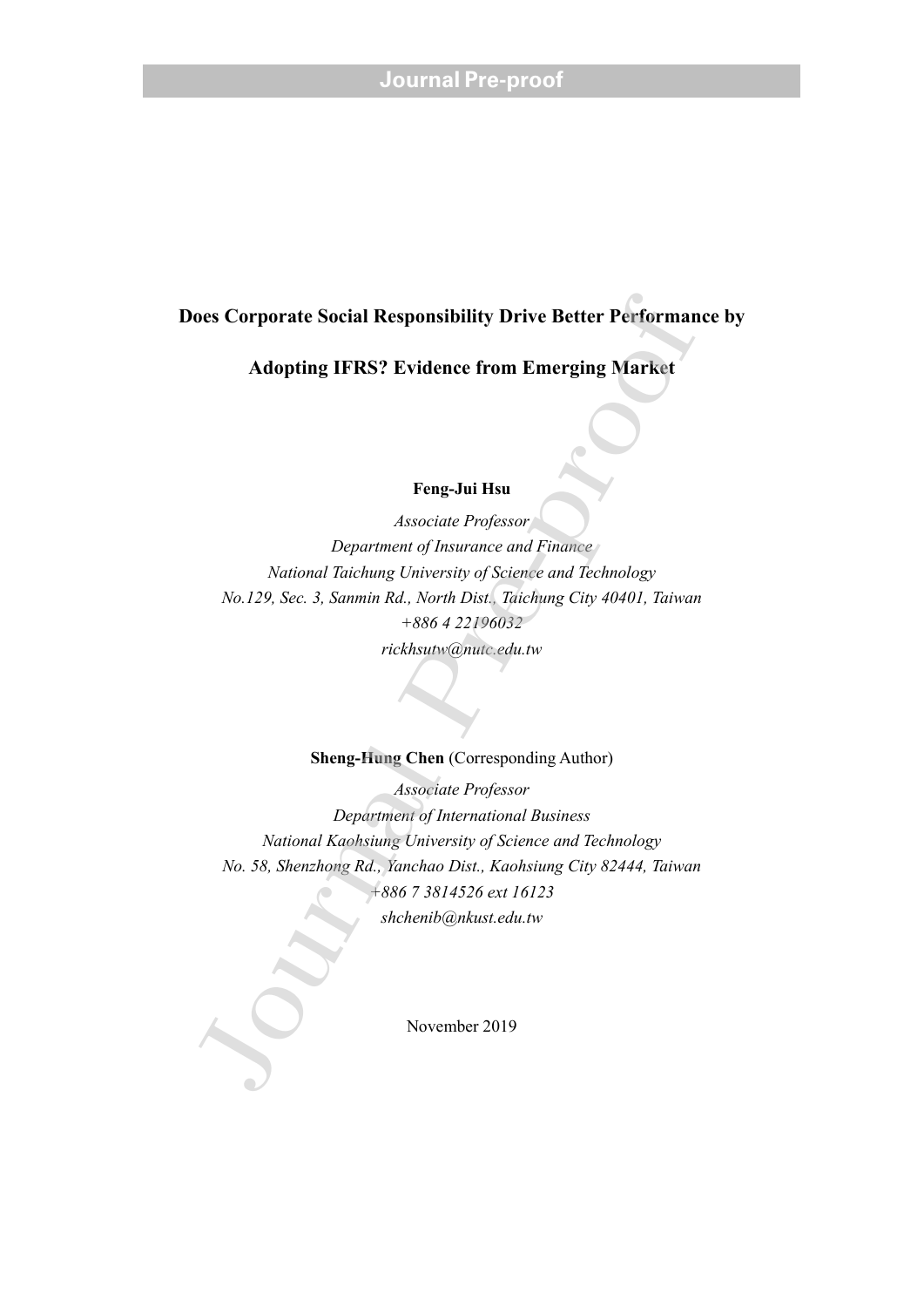# Does Corporate Social Responsibility Drive Better Performance by Adopting IFRS? Evidence from Emerging Market

**Feng-Jui Hsu**

*Associate Professor*
*Department of Insurance and Finance*
*National Taichung University of Science and Technology*
*No.129, Sec. 3, Sanmin Rd., North Dist., Taichung City 40401, Taiwan*
*+886 4 22196032*
*rickhsutw@nutc.edu.tw*

**Sheng-Hung Chen** (Corresponding Author)

*Associate Professor*
*Department of International Business*
*National Kaohsiung University of Science and Technology*
*No. 58, Shenzhong Rd., Yanchao Dist., Kaohsiung City 82444, Taiwan*
*+886 7 3814526 ext 16123*
*shchenib@nkust.edu.tw*

November 2019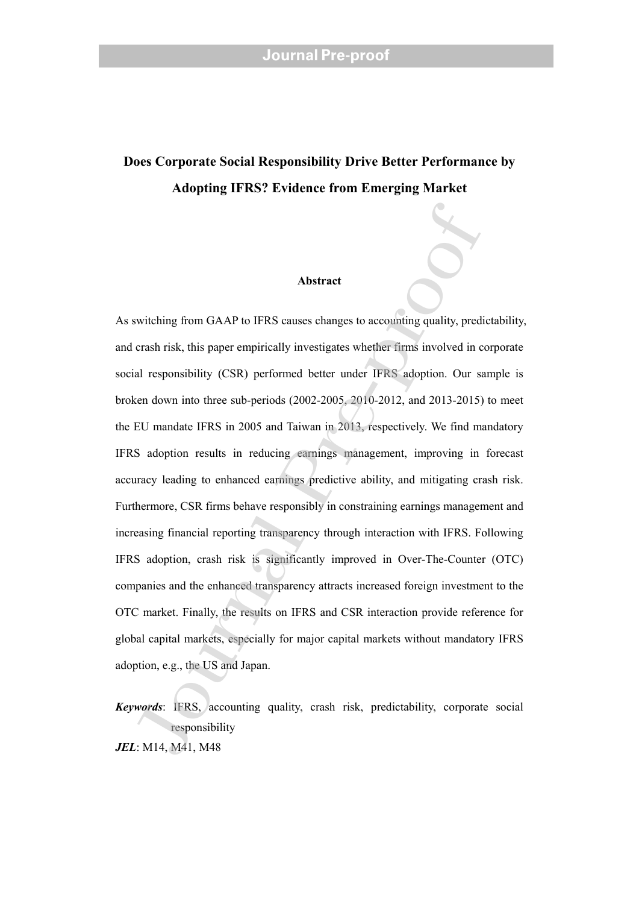# Does Corporate Social Responsibility Drive Better Performance by Adopting IFRS? Evidence from Emerging Market

## Abstract

As switching from GAAP to IFRS causes changes to accounting quality, predictability, and crash risk, this paper empirically investigates whether firms involved in corporate social responsibility (CSR) performed better under IFRS adoption. Our sample is broken down into three sub-periods (2002-2005, 2010-2012, and 2013-2015) to meet the EU mandate IFRS in 2005 and Taiwan in 2013, respectively. We find mandatory IFRS adoption results in reducing earnings management, improving in forecast accuracy leading to enhanced earnings predictive ability, and mitigating crash risk. Furthermore, CSR firms behave responsibly in constraining earnings management and increasing financial reporting transparency through interaction with IFRS. Following IFRS adoption, crash risk is significantly improved in Over-The-Counter (OTC) companies and the enhanced transparency attracts increased foreign investment to the OTC market. Finally, the results on IFRS and CSR interaction provide reference for global capital markets, especially for major capital markets without mandatory IFRS adoption, e.g., the US and Japan.

***Keywords***: IFRS, accounting quality, crash risk, predictability, corporate social responsibility

***JEL***: M14, M41, M48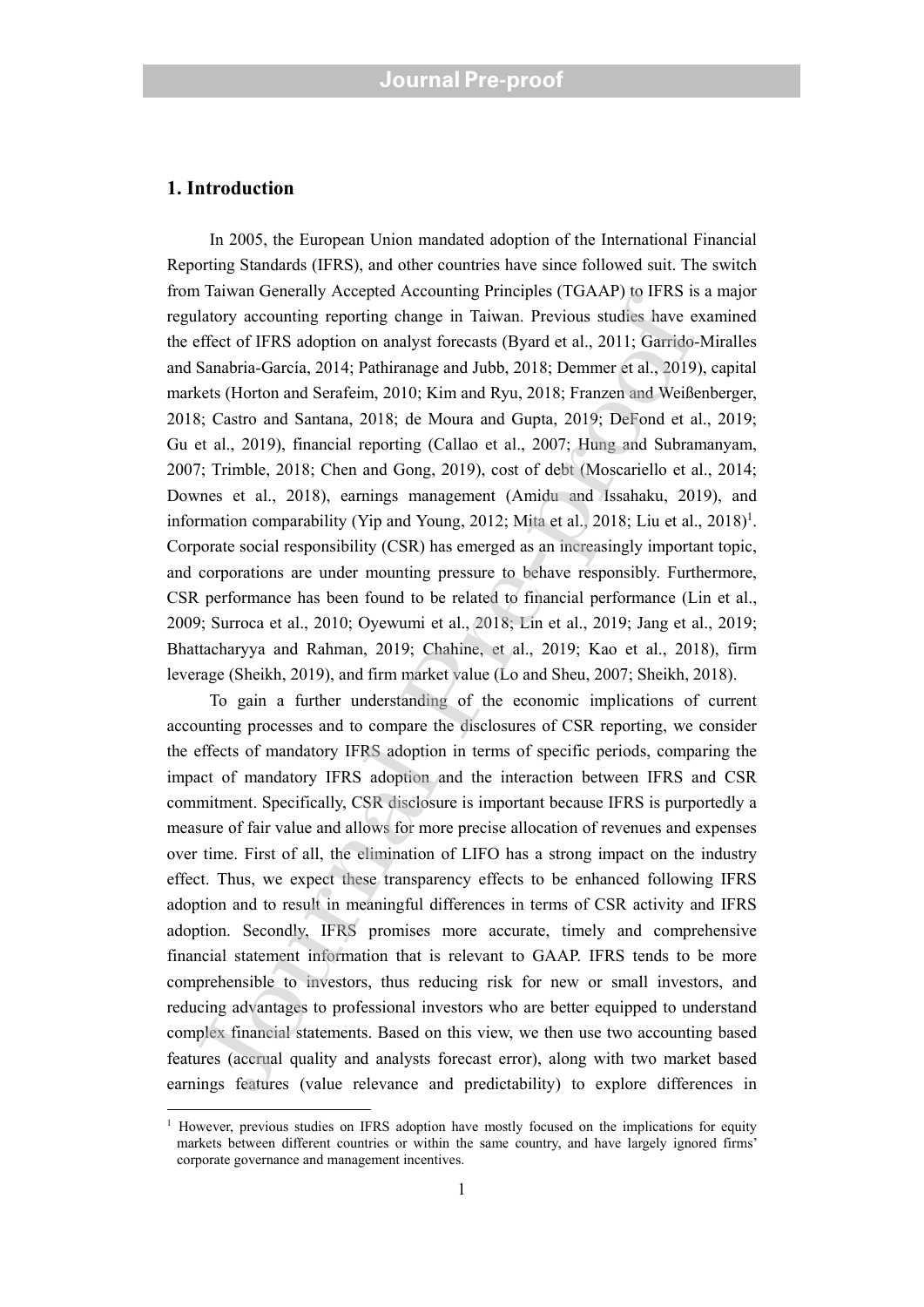## 1. Introduction

In 2005, the European Union mandated adoption of the International Financial Reporting Standards (IFRS), and other countries have since followed suit. The switch from Taiwan Generally Accepted Accounting Principles (TGAAP) to IFRS is a major regulatory accounting reporting change in Taiwan. Previous studies have examined the effect of IFRS adoption on analyst forecasts (Byard et al., 2011; Garrido-Miralles and Sanabria-García, 2014; Pathiranage and Jubb, 2018; Demmer et al., 2019), capital markets (Horton and Serafeim, 2010; Kim and Ryu, 2018; Franzen and Weißenberger, 2018; Castro and Santana, 2018; de Moura and Gupta, 2019; DeFond et al., 2019; Gu et al., 2019), financial reporting (Callao et al., 2007; Hung and Subramanyam, 2007; Trimble, 2018; Chen and Gong, 2019), cost of debt (Moscariello et al., 2014; Downes et al., 2018), earnings management (Amidu and Issahaku, 2019), and information comparability (Yip and Young, 2012; Mita et al., 2018; Liu et al., 2018)[1]. Corporate social responsibility (CSR) has emerged as an increasingly important topic, and corporations are under mounting pressure to behave responsibly. Furthermore, CSR performance has been found to be related to financial performance (Lin et al., 2009; Surroca et al., 2010; Oyewumi et al., 2018; Lin et al., 2019; Jang et al., 2019; Bhattacharyya and Rahman, 2019; Chahine, et al., 2019; Kao et al., 2018), firm leverage (Sheikh, 2019), and firm market value (Lo and Sheu, 2007; Sheikh, 2018).

To gain a further understanding of the economic implications of current accounting processes and to compare the disclosures of CSR reporting, we consider the effects of mandatory IFRS adoption in terms of specific periods, comparing the impact of mandatory IFRS adoption and the interaction between IFRS and CSR commitment. Specifically, CSR disclosure is important because IFRS is purportedly a measure of fair value and allows for more precise allocation of revenues and expenses over time. First of all, the elimination of LIFO has a strong impact on the industry effect. Thus, we expect these transparency effects to be enhanced following IFRS adoption and to result in meaningful differences in terms of CSR activity and IFRS adoption. Secondly, IFRS promises more accurate, timely and comprehensive financial statement information that is relevant to GAAP. IFRS tends to be more comprehensible to investors, thus reducing risk for new or small investors, and reducing advantages to professional investors who are better equipped to understand complex financial statements. Based on this view, we then use two accounting based features (accrual quality and analysts forecast error), along with two market based earnings features (value relevance and predictability) to explore differences in

[1] However, previous studies on IFRS adoption have mostly focused on the implications for equity markets between different countries or within the same country, and have largely ignored firms' corporate governance and management incentives.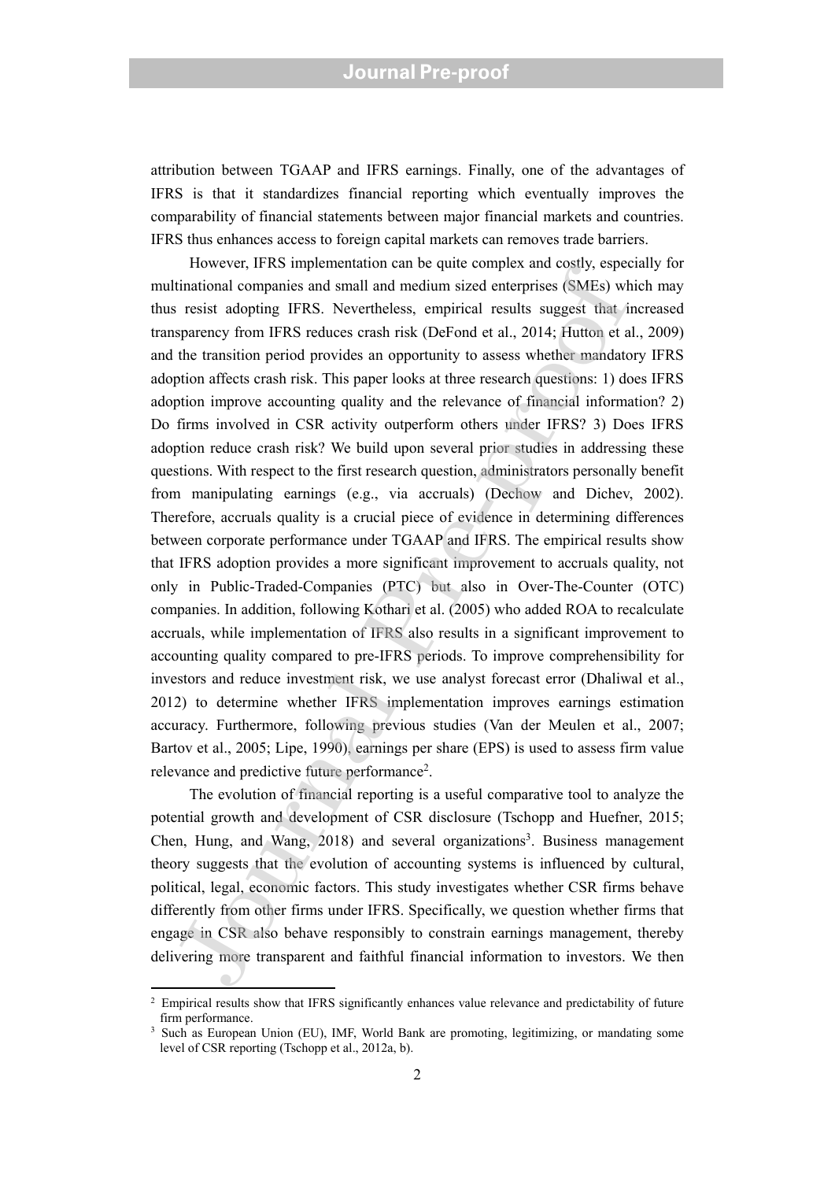attribution between TGAAP and IFRS earnings. Finally, one of the advantages of IFRS is that it standardizes financial reporting which eventually improves the comparability of financial statements between major financial markets and countries. IFRS thus enhances access to foreign capital markets can removes trade barriers.

However, IFRS implementation can be quite complex and costly, especially for multinational companies and small and medium sized enterprises (SMEs) which may thus resist adopting IFRS. Nevertheless, empirical results suggest that increased transparency from IFRS reduces crash risk (DeFond et al., 2014; Hutton et al., 2009) and the transition period provides an opportunity to assess whether mandatory IFRS adoption affects crash risk. This paper looks at three research questions: 1) does IFRS adoption improve accounting quality and the relevance of financial information? 2) Do firms involved in CSR activity outperform others under IFRS? 3) Does IFRS adoption reduce crash risk? We build upon several prior studies in addressing these questions. With respect to the first research question, administrators personally benefit from manipulating earnings (e.g., via accruals) (Dechow and Dichev, 2002). Therefore, accruals quality is a crucial piece of evidence in determining differences between corporate performance under TGAAP and IFRS. The empirical results show that IFRS adoption provides a more significant improvement to accruals quality, not only in Public-Traded-Companies (PTC) but also in Over-The-Counter (OTC) companies. In addition, following Kothari et al. (2005) who added ROA to recalculate accruals, while implementation of IFRS also results in a significant improvement to accounting quality compared to pre-IFRS periods. To improve comprehensibility for investors and reduce investment risk, we use analyst forecast error (Dhaliwal et al., 2012) to determine whether IFRS implementation improves earnings estimation accuracy. Furthermore, following previous studies (Van der Meulen et al., 2007; Bartov et al., 2005; Lipe, 1990), earnings per share (EPS) is used to assess firm value relevance and predictive future performance[2].

The evolution of financial reporting is a useful comparative tool to analyze the potential growth and development of CSR disclosure (Tschopp and Huefner, 2015; Chen, Hung, and Wang, 2018) and several organizations[3]. Business management theory suggests that the evolution of accounting systems is influenced by cultural, political, legal, economic factors. This study investigates whether CSR firms behave differently from other firms under IFRS. Specifically, we question whether firms that engage in CSR also behave responsibly to constrain earnings management, thereby delivering more transparent and faithful financial information to investors. We then

[2] Empirical results show that IFRS significantly enhances value relevance and predictability of future firm performance.

[3] Such as European Union (EU), IMF, World Bank are promoting, legitimizing, or mandating some level of CSR reporting (Tschopp et al., 2012a, b).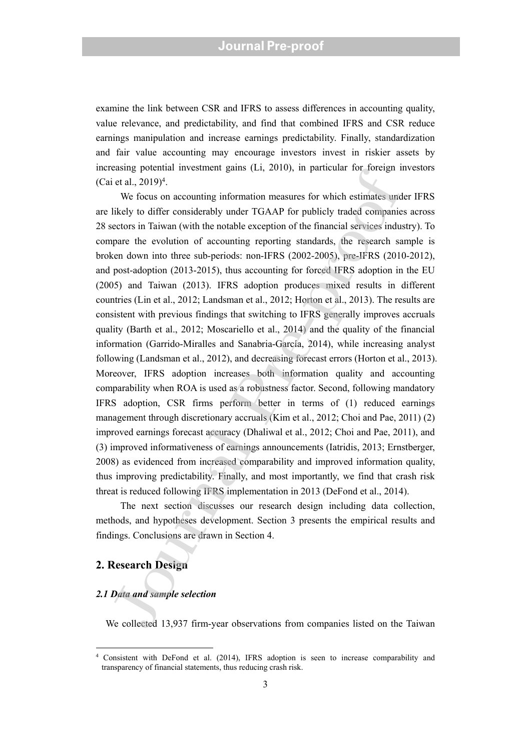examine the link between CSR and IFRS to assess differences in accounting quality, value relevance, and predictability, and find that combined IFRS and CSR reduce earnings manipulation and increase earnings predictability. Finally, standardization and fair value accounting may encourage investors invest in riskier assets by increasing potential investment gains (Li, 2010), in particular for foreign investors (Cai et al., 2019)[4].

We focus on accounting information measures for which estimates under IFRS are likely to differ considerably under TGAAP for publicly traded companies across 28 sectors in Taiwan (with the notable exception of the financial services industry). To compare the evolution of accounting reporting standards, the research sample is broken down into three sub-periods: non-IFRS (2002-2005), pre-IFRS (2010-2012), and post-adoption (2013-2015), thus accounting for forced IFRS adoption in the EU (2005) and Taiwan (2013). IFRS adoption produces mixed results in different countries (Lin et al., 2012; Landsman et al., 2012; Horton et al., 2013). The results are consistent with previous findings that switching to IFRS generally improves accruals quality (Barth et al., 2012; Moscariello et al., 2014) and the quality of the financial information (Garrido-Miralles and Sanabria-García, 2014), while increasing analyst following (Landsman et al., 2012), and decreasing forecast errors (Horton et al., 2013). Moreover, IFRS adoption increases both information quality and accounting comparability when ROA is used as a robustness factor. Second, following mandatory IFRS adoption, CSR firms perform better in terms of (1) reduced earnings management through discretionary accruals (Kim et al., 2012; Choi and Pae, 2011) (2) improved earnings forecast accuracy (Dhaliwal et al., 2012; Choi and Pae, 2011), and (3) improved informativeness of earnings announcements (Iatridis, 2013; Ernstberger, 2008) as evidenced from increased comparability and improved information quality, thus improving predictability. Finally, and most importantly, we find that crash risk threat is reduced following IFRS implementation in 2013 (DeFond et al., 2014).

The next section discusses our research design including data collection, methods, and hypotheses development. Section 3 presents the empirical results and findings. Conclusions are drawn in Section 4.

## 2. Research Design

### *2.1 Data and sample selection*

We collected 13,937 firm-year observations from companies listed on the Taiwan

[4] Consistent with DeFond et al. (2014), IFRS adoption is seen to increase comparability and transparency of financial statements, thus reducing crash risk.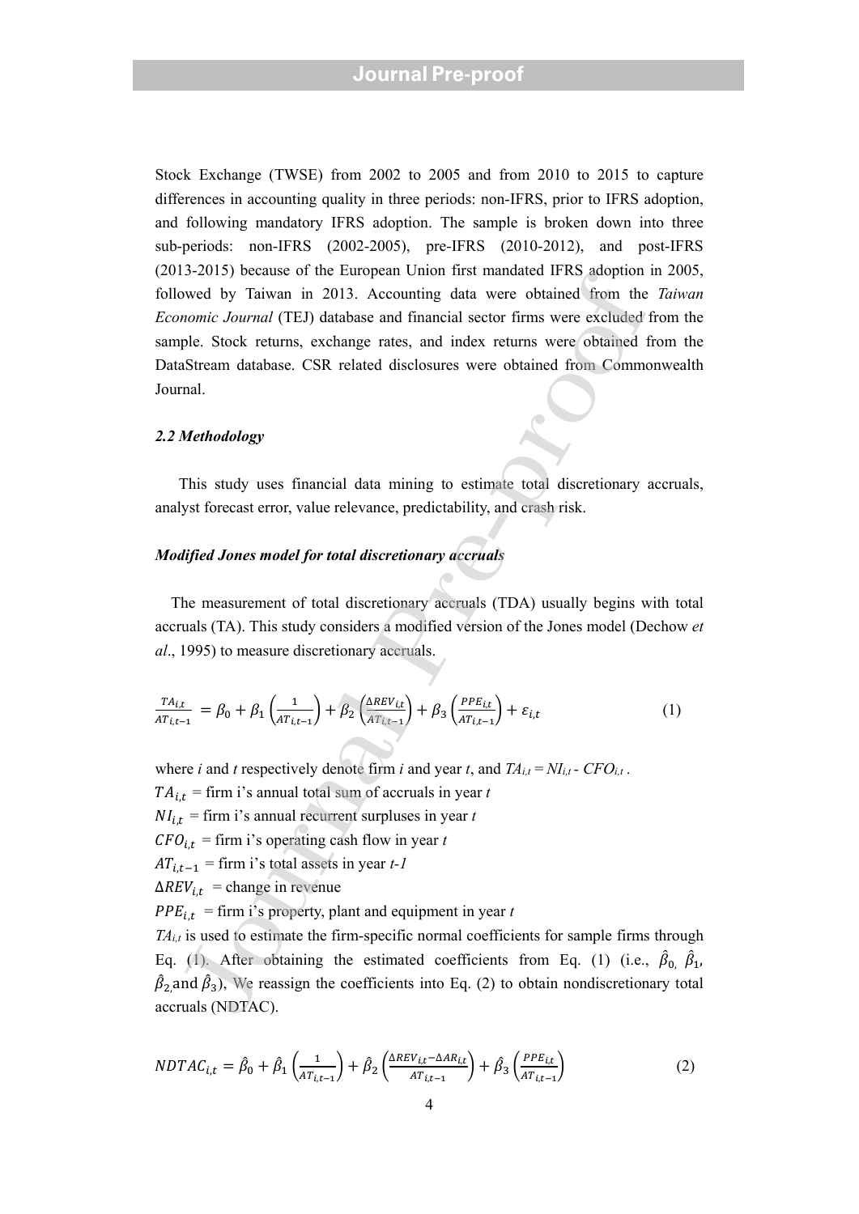Stock Exchange (TWSE) from 2002 to 2005 and from 2010 to 2015 to capture differences in accounting quality in three periods: non-IFRS, prior to IFRS adoption, and following mandatory IFRS adoption. The sample is broken down into three sub-periods: non-IFRS (2002-2005), pre-IFRS (2010-2012), and post-IFRS (2013-2015) because of the European Union first mandated IFRS adoption in 2005, followed by Taiwan in 2013. Accounting data were obtained from the *Taiwan Economic Journal* (TEJ) database and financial sector firms were excluded from the sample. Stock returns, exchange rates, and index returns were obtained from the DataStream database. CSR related disclosures were obtained from Commonwealth Journal.

***2.2 Methodology***

This study uses financial data mining to estimate total discretionary accruals, analyst forecast error, value relevance, predictability, and crash risk.

***Modified Jones model for total discretionary accruals***

The measurement of total discretionary accruals (TDA) usually begins with total accruals (TA). This study considers a modified version of the Jones model (Dechow *et al*., 1995) to measure discretionary accruals.

$$\frac{TA_{i,t}}{AT_{i,t-1}} = \beta_0 + \beta_1\left(\frac{1}{AT_{i,t-1}}\right) + \beta_2\left(\frac{\Delta REV_{i,t}}{AT_{i,t-1}}\right) + \beta_3\left(\frac{PPE_{i,t}}{AT_{i,t-1}}\right) + \varepsilon_{i,t} \tag{1}$$

where *i* and *t* respectively denote firm *i* and year *t*, and $TA_{i,t} = NI_{i,t} - CFO_{i,t}$.

$TA_{i,t}$ = firm i's annual total sum of accruals in year *t*

$NI_{i,t}$ = firm i's annual recurrent surpluses in year *t*

$CFO_{i,t}$ = firm i's operating cash flow in year *t*

$AT_{i,t-1}$ = firm i's total assets in year *t-1*

$\Delta REV_{i,t}$ = change in revenue

$PPE_{i,t}$ = firm i's property, plant and equipment in year *t*

$TA_{i,t}$ is used to estimate the firm-specific normal coefficients for sample firms through Eq. (1). After obtaining the estimated coefficients from Eq. (1) (i.e., $\hat{\beta}_0$, $\hat{\beta}_1$, $\hat{\beta}_2$, and $\hat{\beta}_3$), We reassign the coefficients into Eq. (2) to obtain nondiscretionary total accruals (NDTAC).

$$NDTAC_{i,t} = \hat{\beta}_0 + \hat{\beta}_1\left(\frac{1}{AT_{i,t-1}}\right) + \hat{\beta}_2\left(\frac{\Delta REV_{i,t} - \Delta AR_{i,t}}{AT_{i,t-1}}\right) + \hat{\beta}_3\left(\frac{PPE_{i,t}}{AT_{i,t-1}}\right) \tag{2}$$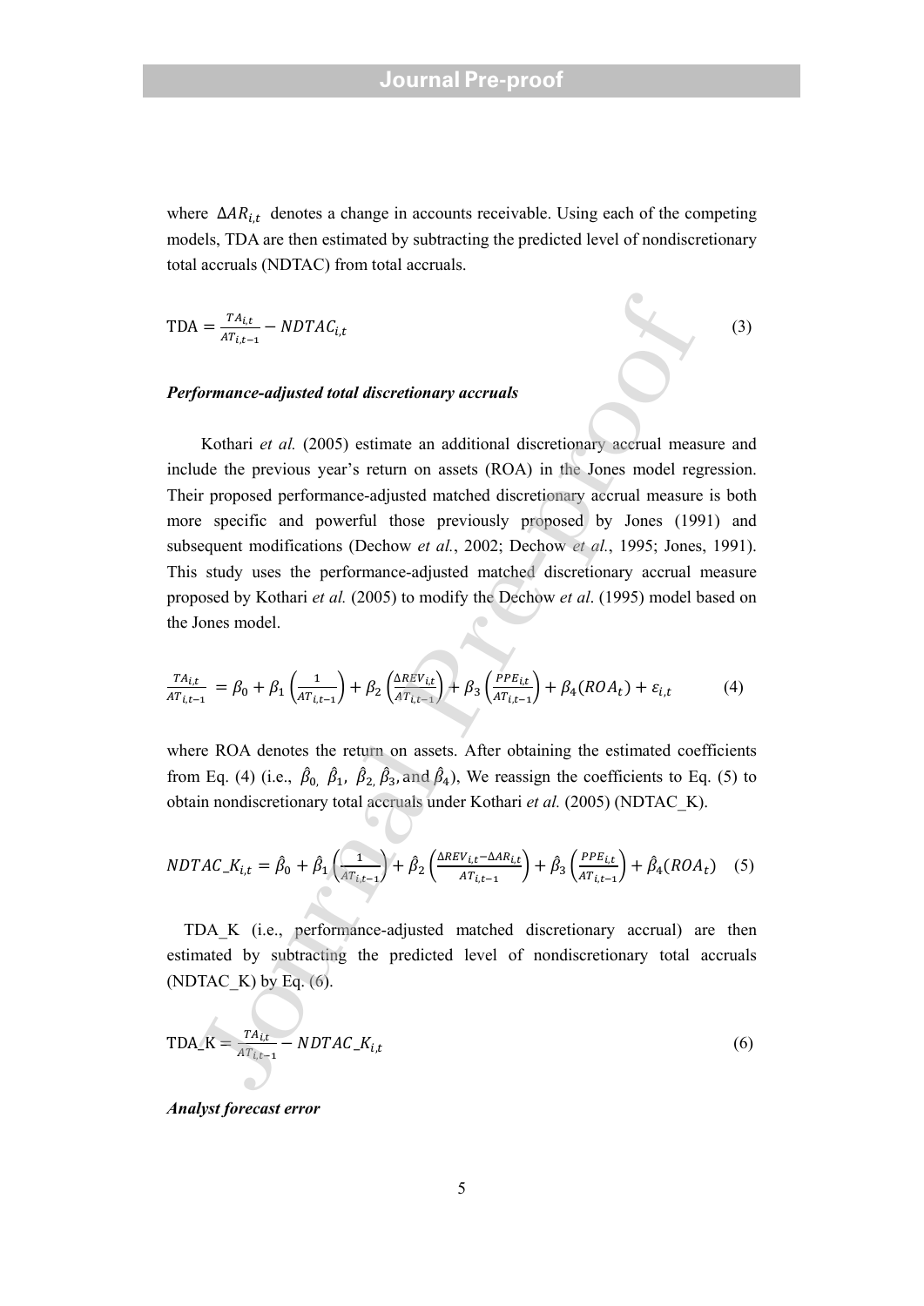where $\Delta AR_{i,t}$ denotes a change in accounts receivable. Using each of the competing models, TDA are then estimated by subtracting the predicted level of nondiscretionary total accruals (NDTAC) from total accruals.

$$\text{TDA} = \frac{TA_{i,t}}{AT_{i,t-1}} - NDTAC_{i,t} \tag{3}$$

***Performance-adjusted total discretionary accruals***

Kothari *et al.* (2005) estimate an additional discretionary accrual measure and include the previous year's return on assets (ROA) in the Jones model regression. Their proposed performance-adjusted matched discretionary accrual measure is both more specific and powerful those previously proposed by Jones (1991) and subsequent modifications (Dechow *et al.*, 2002; Dechow *et al.*, 1995; Jones, 1991). This study uses the performance-adjusted matched discretionary accrual measure proposed by Kothari *et al.* (2005) to modify the Dechow *et al*. (1995) model based on the Jones model.

$$\frac{TA_{i,t}}{AT_{i,t-1}} = \beta_0 + \beta_1\left(\frac{1}{AT_{i,t-1}}\right) + \beta_2\left(\frac{\Delta REV_{i,t}}{AT_{i,t-1}}\right) + \beta_3\left(\frac{PPE_{i,t}}{AT_{i,t-1}}\right) + \beta_4(ROA_t) + \varepsilon_{i,t} \tag{4}$$

where ROA denotes the return on assets. After obtaining the estimated coefficients from Eq. (4) (i.e., $\hat{\beta}_0$, $\hat{\beta}_1$, $\hat{\beta}_2$, $\hat{\beta}_3$, and $\hat{\beta}_4$), We reassign the coefficients to Eq. (5) to obtain nondiscretionary total accruals under Kothari *et al.* (2005) (NDTAC_K).

$$NDTAC\_K_{i,t} = \hat{\beta}_0 + \hat{\beta}_1\left(\frac{1}{AT_{i,t-1}}\right) + \hat{\beta}_2\left(\frac{\Delta REV_{i,t} - \Delta AR_{i,t}}{AT_{i,t-1}}\right) + \hat{\beta}_3\left(\frac{PPE_{i,t}}{AT_{i,t-1}}\right) + \hat{\beta}_4(ROA_t) \tag{5}$$

TDA_K (i.e., performance-adjusted matched discretionary accrual) are then estimated by subtracting the predicted level of nondiscretionary total accruals (NDTAC_K) by Eq. (6).

$$\text{TDA\_K} = \frac{TA_{i,t}}{AT_{i,t-1}} - NDTAC\_K_{i,t} \tag{6}$$

***Analyst forecast error***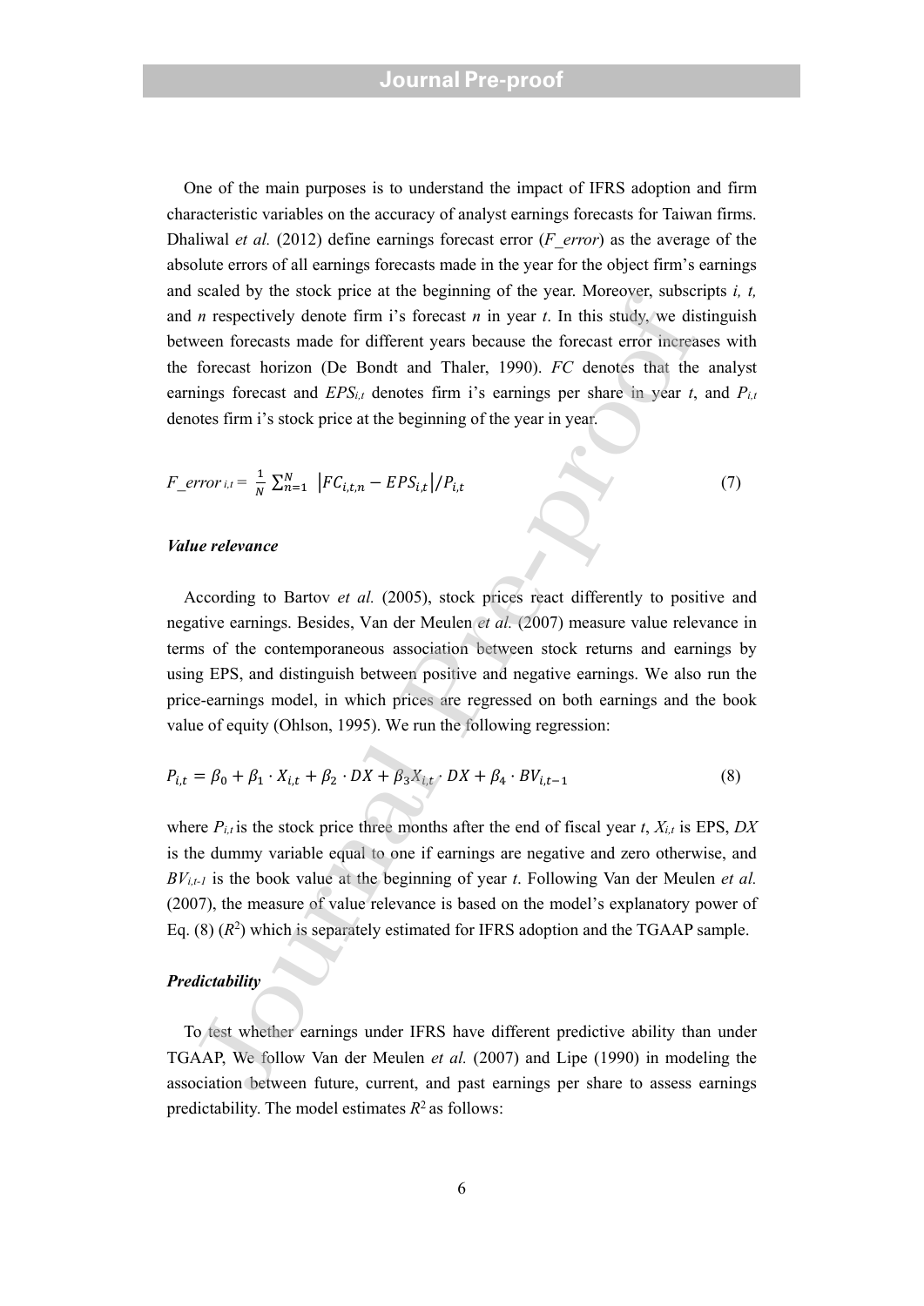One of the main purposes is to understand the impact of IFRS adoption and firm characteristic variables on the accuracy of analyst earnings forecasts for Taiwan firms. Dhaliwal *et al.* (2012) define earnings forecast error (*F_error*) as the average of the absolute errors of all earnings forecasts made in the year for the object firm's earnings and scaled by the stock price at the beginning of the year. Moreover, subscripts *i, t,* and *n* respectively denote firm i's forecast *n* in year *t*. In this study, we distinguish between forecasts made for different years because the forecast error increases with the forecast horizon (De Bondt and Thaler, 1990). *FC* denotes that the analyst earnings forecast and $EPS_{i,t}$ denotes firm i's earnings per share in year *t*, and $P_{i,t}$ denotes firm i's stock price at the beginning of the year in year.

$$F\_error_{i,t} = \frac{1}{N}\sum_{n=1}^{N} \left|FC_{i,t,n} - EPS_{i,t}\right|/P_{i,t} \tag{7}$$

***Value relevance***

According to Bartov *et al.* (2005), stock prices react differently to positive and negative earnings. Besides, Van der Meulen *et al.* (2007) measure value relevance in terms of the contemporaneous association between stock returns and earnings by using EPS, and distinguish between positive and negative earnings. We also run the price-earnings model, in which prices are regressed on both earnings and the book value of equity (Ohlson, 1995). We run the following regression:

$$P_{i,t} = \beta_0 + \beta_1 \cdot X_{i,t} + \beta_2 \cdot DX + \beta_3 X_{i,t} \cdot DX + \beta_4 \cdot BV_{i,t-1} \tag{8}$$

where $P_{i,t}$ is the stock price three months after the end of fiscal year *t*, $X_{i,t}$ is EPS, *DX* is the dummy variable equal to one if earnings are negative and zero otherwise, and $BV_{i,t-1}$ is the book value at the beginning of year *t*. Following Van der Meulen *et al.* (2007), the measure of value relevance is based on the model's explanatory power of Eq. (8) ($R^2$) which is separately estimated for IFRS adoption and the TGAAP sample.

***Predictability***

To test whether earnings under IFRS have different predictive ability than under TGAAP, We follow Van der Meulen *et al.* (2007) and Lipe (1990) in modeling the association between future, current, and past earnings per share to assess earnings predictability. The model estimates $R^2$ as follows: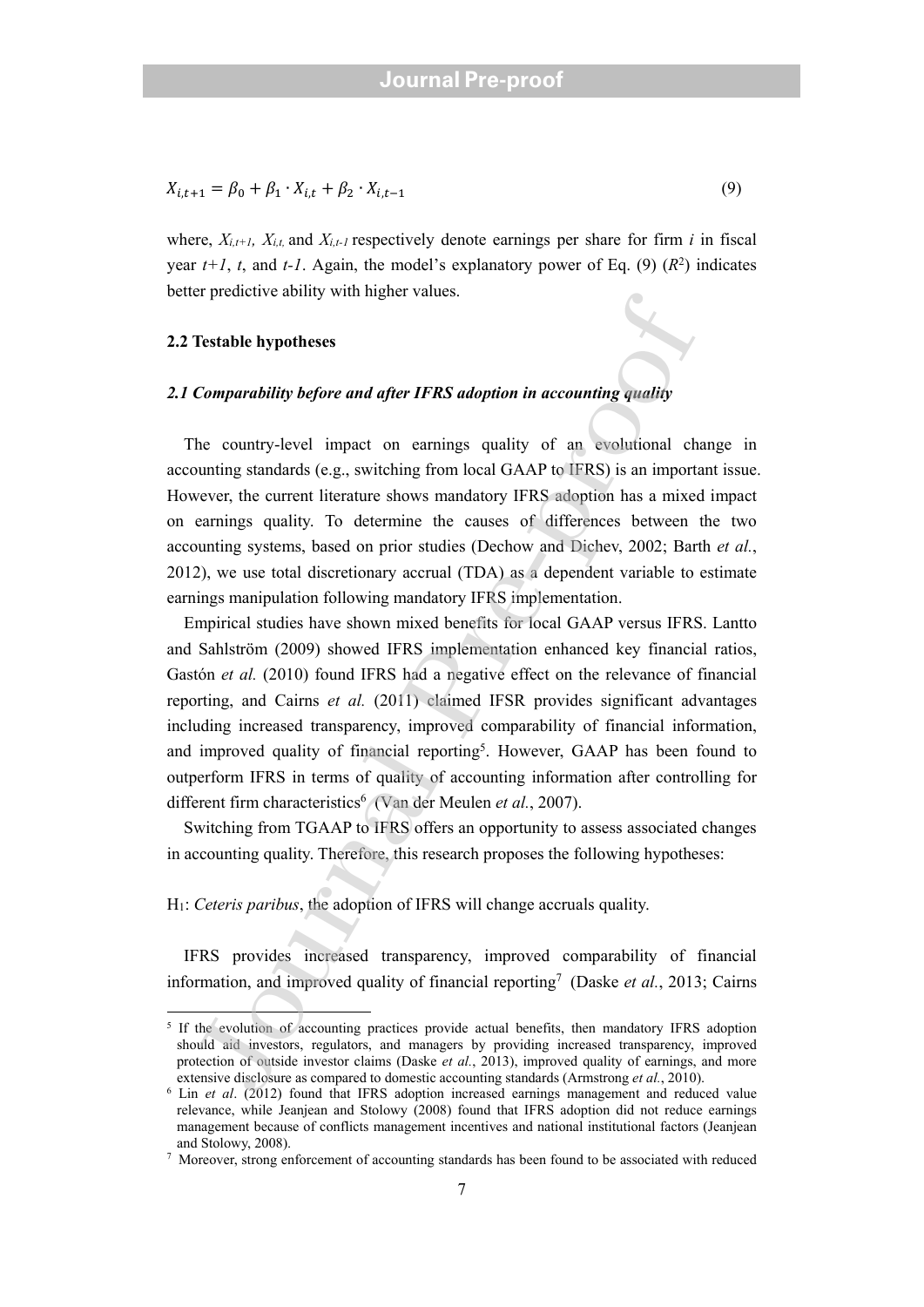$$X_{i,t+1} = \beta_0 + \beta_1 \cdot X_{i,t} + \beta_2 \cdot X_{i,t-1} \tag{9}$$

where, $X_{i,t+1}$, $X_{i,t}$, and $X_{i,t-1}$ respectively denote earnings per share for firm *i* in fiscal year *t+1*, *t*, and *t-1*. Again, the model's explanatory power of Eq. (9) ($R^2$) indicates better predictive ability with higher values.

## 2.2 Testable hypotheses

### *2.1 Comparability before and after IFRS adoption in accounting quality*

The country-level impact on earnings quality of an evolutional change in accounting standards (e.g., switching from local GAAP to IFRS) is an important issue. However, the current literature shows mandatory IFRS adoption has a mixed impact on earnings quality. To determine the causes of differences between the two accounting systems, based on prior studies (Dechow and Dichev, 2002; Barth *et al.*, 2012), we use total discretionary accrual (TDA) as a dependent variable to estimate earnings manipulation following mandatory IFRS implementation.

Empirical studies have shown mixed benefits for local GAAP versus IFRS. Lantto and Sahlström (2009) showed IFRS implementation enhanced key financial ratios, Gastón *et al.* (2010) found IFRS had a negative effect on the relevance of financial reporting, and Cairns *et al.* (2011) claimed IFSR provides significant advantages including increased transparency, improved comparability of financial information, and improved quality of financial reporting[5]. However, GAAP has been found to outperform IFRS in terms of quality of accounting information after controlling for different firm characteristics[6] (Van der Meulen *et al.*, 2007).

Switching from TGAAP to IFRS offers an opportunity to assess associated changes in accounting quality. Therefore, this research proposes the following hypotheses:

$H_1$: *Ceteris paribus*, the adoption of IFRS will change accruals quality.

IFRS provides increased transparency, improved comparability of financial information, and improved quality of financial reporting[7] (Daske *et al.*, 2013; Cairns

[5] If the evolution of accounting practices provide actual benefits, then mandatory IFRS adoption should aid investors, regulators, and managers by providing increased transparency, improved protection of outside investor claims (Daske *et al.*, 2013), improved quality of earnings, and more extensive disclosure as compared to domestic accounting standards (Armstrong *et al.*, 2010).

[6] Lin *et al*. (2012) found that IFRS adoption increased earnings management and reduced value relevance, while Jeanjean and Stolowy (2008) found that IFRS adoption did not reduce earnings management because of conflicts management incentives and national institutional factors (Jeanjean and Stolowy, 2008).

[7] Moreover, strong enforcement of accounting standards has been found to be associated with reduced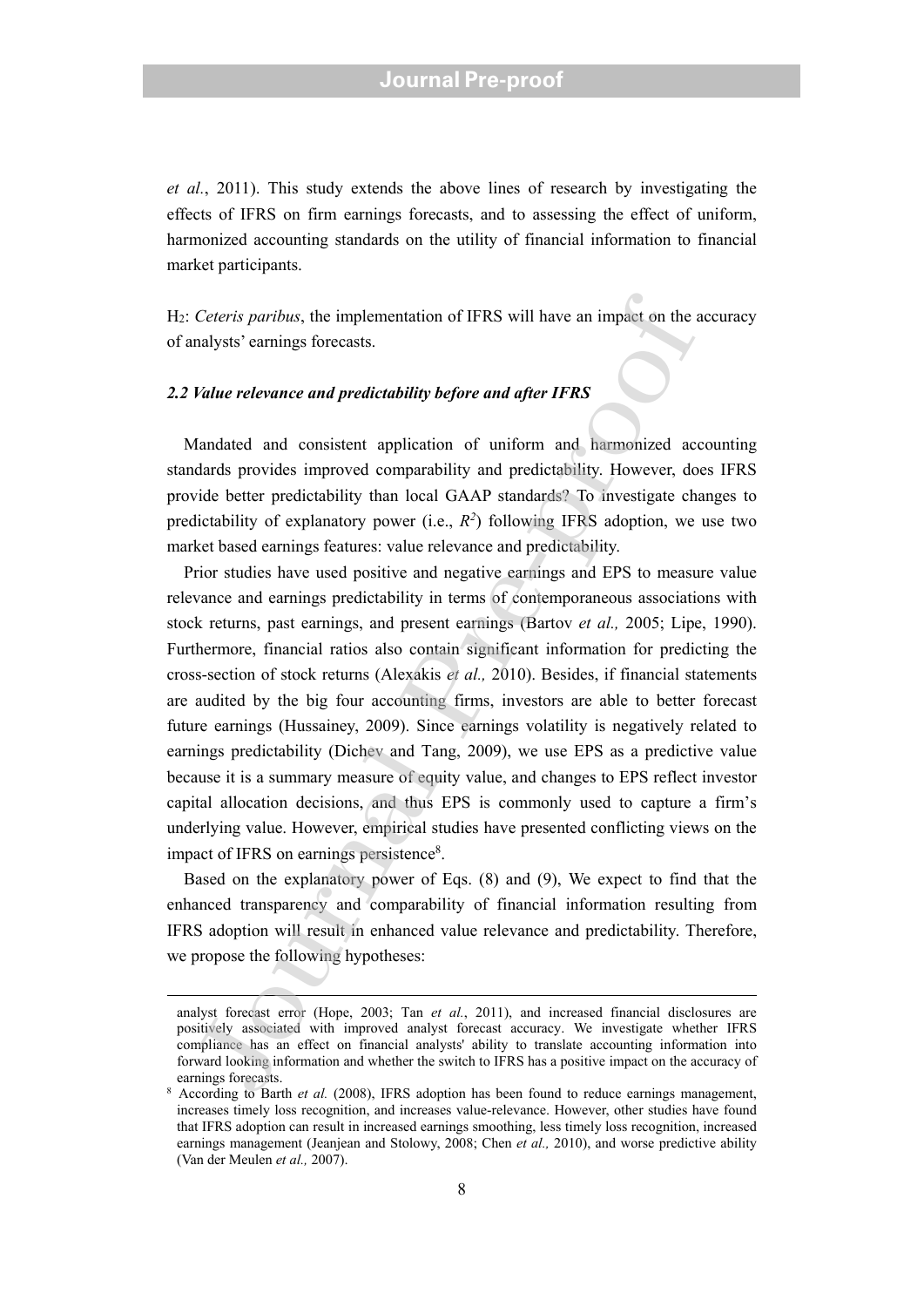*et al.*, 2011). This study extends the above lines of research by investigating the effects of IFRS on firm earnings forecasts, and to assessing the effect of uniform, harmonized accounting standards on the utility of financial information to financial market participants.

$H_2$: *Ceteris paribus*, the implementation of IFRS will have an impact on the accuracy of analysts' earnings forecasts.

### *2.2 Value relevance and predictability before and after IFRS*

Mandated and consistent application of uniform and harmonized accounting standards provides improved comparability and predictability. However, does IFRS provide better predictability than local GAAP standards? To investigate changes to predictability of explanatory power (i.e., $R^2$) following IFRS adoption, we use two market based earnings features: value relevance and predictability.

Prior studies have used positive and negative earnings and EPS to measure value relevance and earnings predictability in terms of contemporaneous associations with stock returns, past earnings, and present earnings (Bartov *et al.,* 2005; Lipe, 1990). Furthermore, financial ratios also contain significant information for predicting the cross-section of stock returns (Alexakis *et al.,* 2010). Besides, if financial statements are audited by the big four accounting firms, investors are able to better forecast future earnings (Hussainey, 2009). Since earnings volatility is negatively related to earnings predictability (Dichev and Tang, 2009), we use EPS as a predictive value because it is a summary measure of equity value, and changes to EPS reflect investor capital allocation decisions, and thus EPS is commonly used to capture a firm's underlying value. However, empirical studies have presented conflicting views on the impact of IFRS on earnings persistence[8].

Based on the explanatory power of Eqs. (8) and (9), We expect to find that the enhanced transparency and comparability of financial information resulting from IFRS adoption will result in enhanced value relevance and predictability. Therefore, we propose the following hypotheses:

---

analyst forecast error (Hope, 2003; Tan *et al.*, 2011), and increased financial disclosures are positively associated with improved analyst forecast accuracy. We investigate whether IFRS compliance has an effect on financial analysts' ability to translate accounting information into forward looking information and whether the switch to IFRS has a positive impact on the accuracy of earnings forecasts.

[8] According to Barth *et al.* (2008), IFRS adoption has been found to reduce earnings management, increases timely loss recognition, and increases value-relevance. However, other studies have found that IFRS adoption can result in increased earnings smoothing, less timely loss recognition, increased earnings management (Jeanjean and Stolowy, 2008; Chen *et al.,* 2010), and worse predictive ability (Van der Meulen *et al.,* 2007).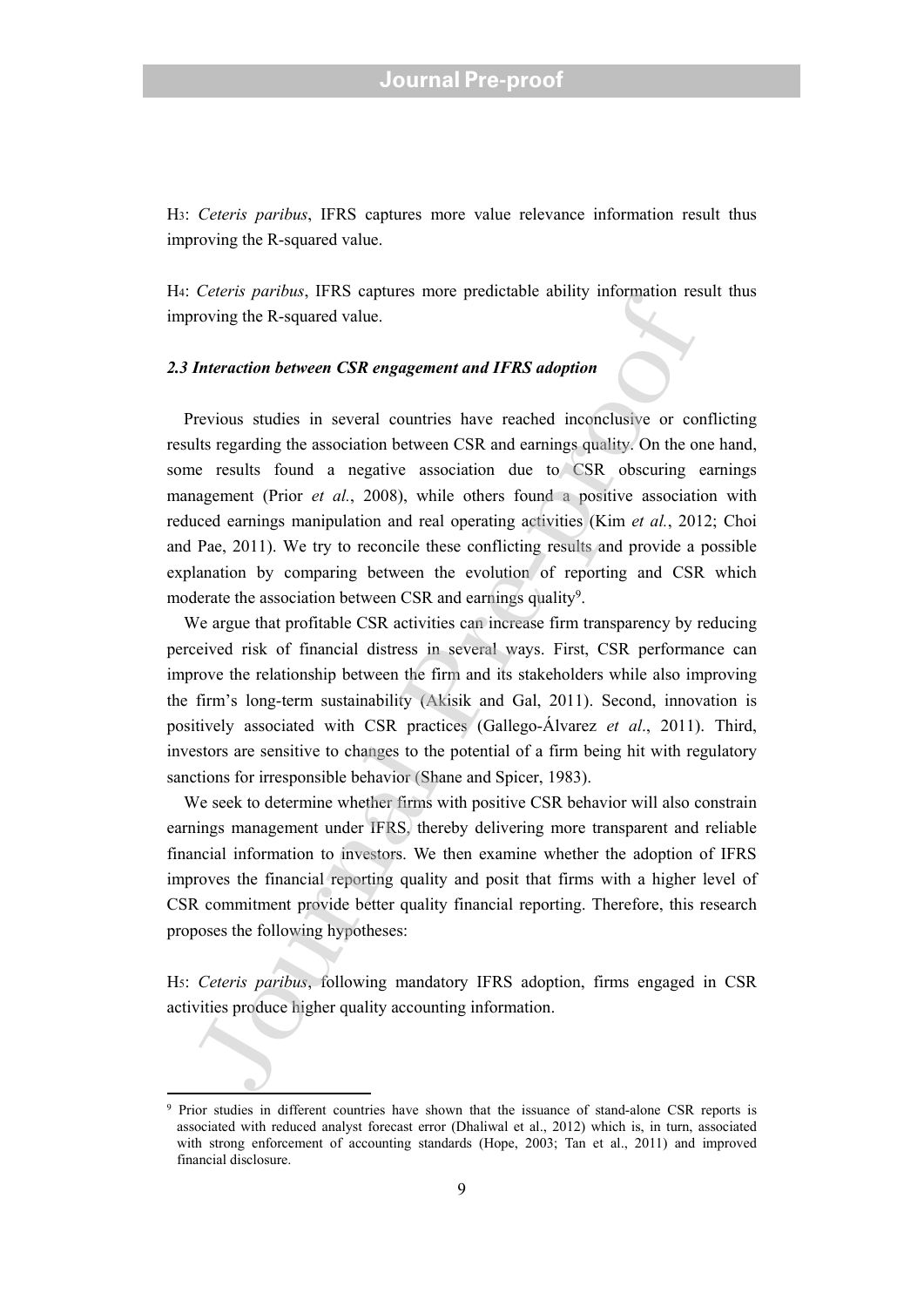H[3]: *Ceteris paribus*, IFRS captures more value relevance information result thus improving the R-squared value.

H[4]: *Ceteris paribus*, IFRS captures more predictable ability information result thus improving the R-squared value.

### *2.3 Interaction between CSR engagement and IFRS adoption*

Previous studies in several countries have reached inconclusive or conflicting results regarding the association between CSR and earnings quality. On the one hand, some results found a negative association due to CSR obscuring earnings management (Prior *et al.*, 2008), while others found a positive association with reduced earnings manipulation and real operating activities (Kim *et al.*, 2012; Choi and Pae, 2011). We try to reconcile these conflicting results and provide a possible explanation by comparing between the evolution of reporting and CSR which moderate the association between CSR and earnings quality[9].

We argue that profitable CSR activities can increase firm transparency by reducing perceived risk of financial distress in several ways. First, CSR performance can improve the relationship between the firm and its stakeholders while also improving the firm's long-term sustainability (Akisik and Gal, 2011). Second, innovation is positively associated with CSR practices (Gallego-Álvarez *et al*., 2011). Third, investors are sensitive to changes to the potential of a firm being hit with regulatory sanctions for irresponsible behavior (Shane and Spicer, 1983).

We seek to determine whether firms with positive CSR behavior will also constrain earnings management under IFRS, thereby delivering more transparent and reliable financial information to investors. We then examine whether the adoption of IFRS improves the financial reporting quality and posit that firms with a higher level of CSR commitment provide better quality financial reporting. Therefore, this research proposes the following hypotheses:

H[5]: *Ceteris paribus*, following mandatory IFRS adoption, firms engaged in CSR activities produce higher quality accounting information.

[9] Prior studies in different countries have shown that the issuance of stand-alone CSR reports is associated with reduced analyst forecast error (Dhaliwal et al., 2012) which is, in turn, associated with strong enforcement of accounting standards (Hope, 2003; Tan et al., 2011) and improved financial disclosure.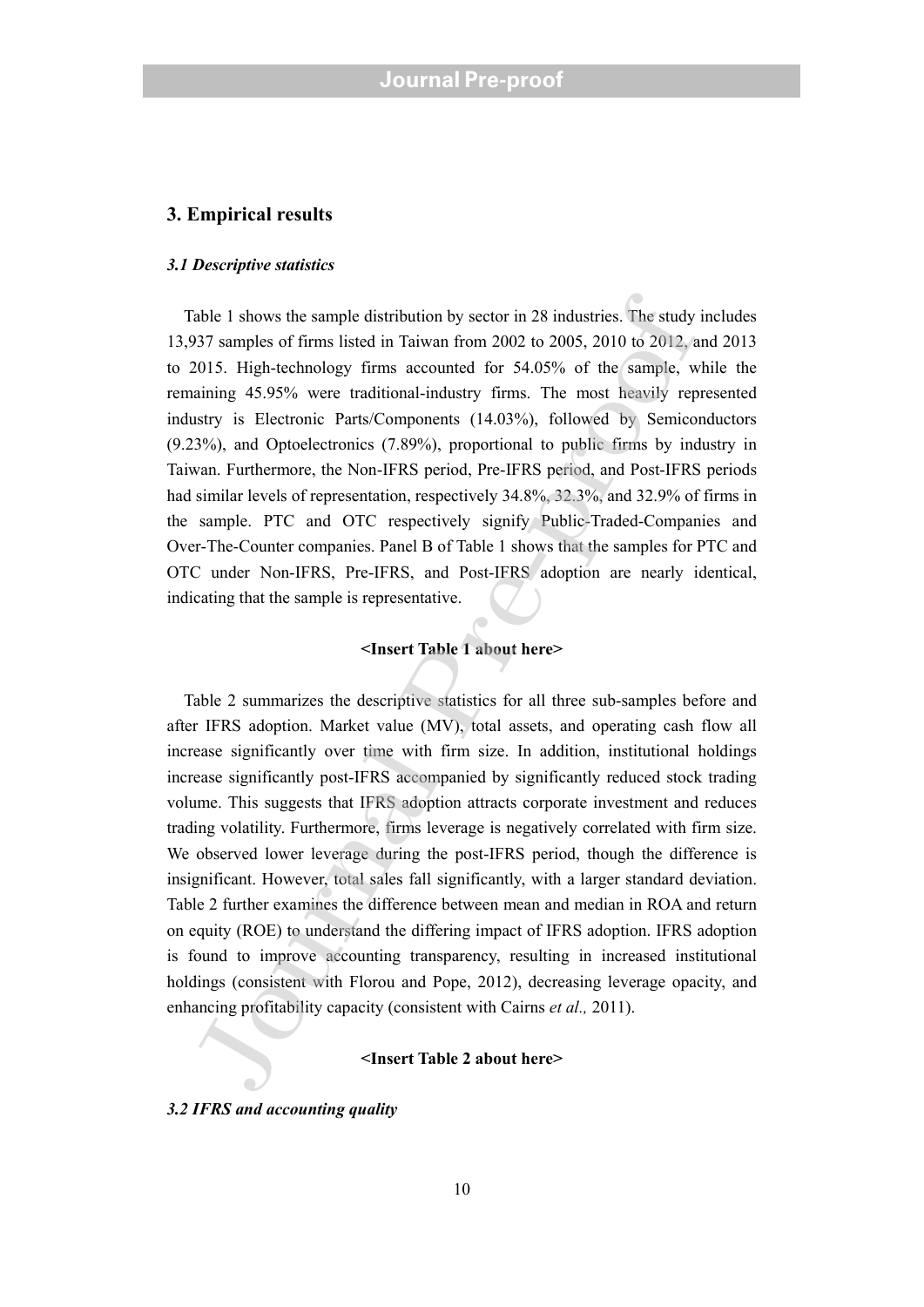## 3. Empirical results

### *3.1 Descriptive statistics*

Table 1 shows the sample distribution by sector in 28 industries. The study includes 13,937 samples of firms listed in Taiwan from 2002 to 2005, 2010 to 2012, and 2013 to 2015. High-technology firms accounted for 54.05% of the sample, while the remaining 45.95% were traditional-industry firms. The most heavily represented industry is Electronic Parts/Components (14.03%), followed by Semiconductors (9.23%), and Optoelectronics (7.89%), proportional to public firms by industry in Taiwan. Furthermore, the Non-IFRS period, Pre-IFRS period, and Post-IFRS periods had similar levels of representation, respectively 34.8%, 32.3%, and 32.9% of firms in the sample. PTC and OTC respectively signify Public-Traded-Companies and Over-The-Counter companies. Panel B of Table 1 shows that the samples for PTC and OTC under Non-IFRS, Pre-IFRS, and Post-IFRS adoption are nearly identical, indicating that the sample is representative.

**<Insert Table 1 about here>**

Table 2 summarizes the descriptive statistics for all three sub-samples before and after IFRS adoption. Market value (MV), total assets, and operating cash flow all increase significantly over time with firm size. In addition, institutional holdings increase significantly post-IFRS accompanied by significantly reduced stock trading volume. This suggests that IFRS adoption attracts corporate investment and reduces trading volatility. Furthermore, firms leverage is negatively correlated with firm size. We observed lower leverage during the post-IFRS period, though the difference is insignificant. However, total sales fall significantly, with a larger standard deviation. Table 2 further examines the difference between mean and median in ROA and return on equity (ROE) to understand the differing impact of IFRS adoption. IFRS adoption is found to improve accounting transparency, resulting in increased institutional holdings (consistent with Florou and Pope, 2012), decreasing leverage opacity, and enhancing profitability capacity (consistent with Cairns *et al.,* 2011).

**<Insert Table 2 about here>**

### *3.2 IFRS and accounting quality*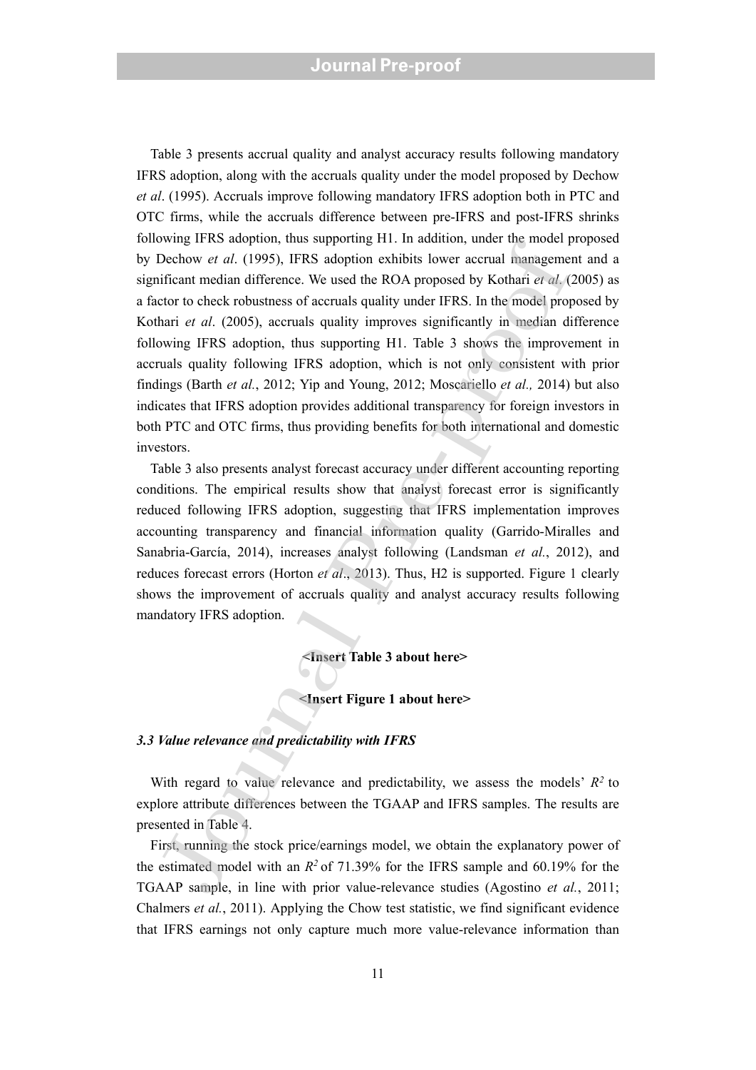Table 3 presents accrual quality and analyst accuracy results following mandatory IFRS adoption, along with the accruals quality under the model proposed by Dechow *et al*. (1995). Accruals improve following mandatory IFRS adoption both in PTC and OTC firms, while the accruals difference between pre-IFRS and post-IFRS shrinks following IFRS adoption, thus supporting H1. In addition, under the model proposed by Dechow *et al*. (1995), IFRS adoption exhibits lower accrual management and a significant median difference. We used the ROA proposed by Kothari *et al*. (2005) as a factor to check robustness of accruals quality under IFRS. In the model proposed by Kothari *et al*. (2005), accruals quality improves significantly in median difference following IFRS adoption, thus supporting H1. Table 3 shows the improvement in accruals quality following IFRS adoption, which is not only consistent with prior findings (Barth *et al.*, 2012; Yip and Young, 2012; Moscariello *et al.,* 2014) but also indicates that IFRS adoption provides additional transparency for foreign investors in both PTC and OTC firms, thus providing benefits for both international and domestic investors.

Table 3 also presents analyst forecast accuracy under different accounting reporting conditions. The empirical results show that analyst forecast error is significantly reduced following IFRS adoption, suggesting that IFRS implementation improves accounting transparency and financial information quality (Garrido-Miralles and Sanabria-García, 2014), increases analyst following (Landsman *et al.*, 2012), and reduces forecast errors (Horton *et al*., 2013). Thus, H2 is supported. Figure 1 clearly shows the improvement of accruals quality and analyst accuracy results following mandatory IFRS adoption.

**<Insert Table 3 about here>**

**<Insert Figure 1 about here>**

### *3.3 Value relevance and predictability with IFRS*

With regard to value relevance and predictability, we assess the models' $R^2$ to explore attribute differences between the TGAAP and IFRS samples. The results are presented in Table 4.

First, running the stock price/earnings model, we obtain the explanatory power of the estimated model with an $R^2$ of 71.39% for the IFRS sample and 60.19% for the TGAAP sample, in line with prior value-relevance studies (Agostino *et al.*, 2011; Chalmers *et al.*, 2011). Applying the Chow test statistic, we find significant evidence that IFRS earnings not only capture much more value-relevance information than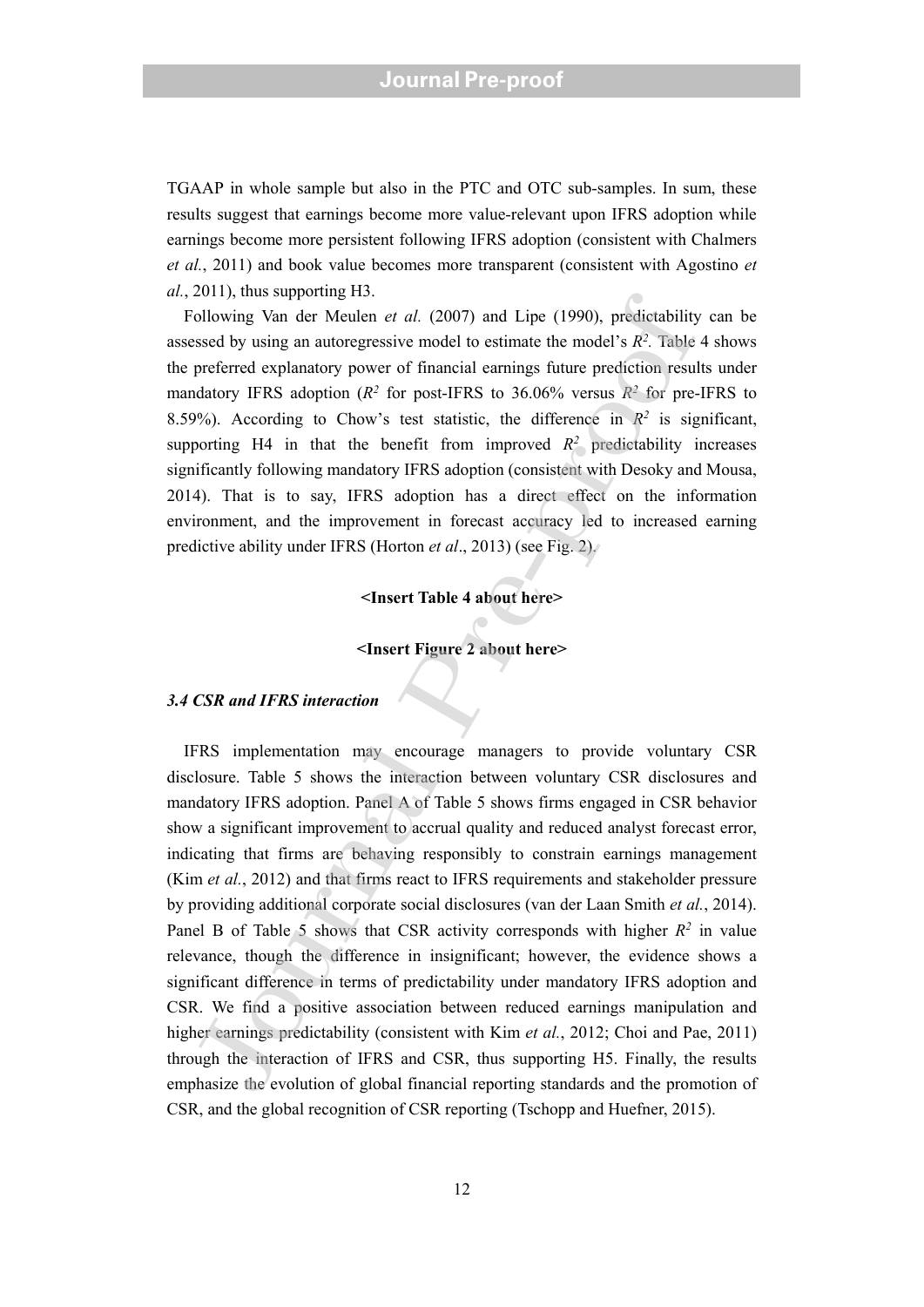TGAAP in whole sample but also in the PTC and OTC sub-samples. In sum, these results suggest that earnings become more value-relevant upon IFRS adoption while earnings become more persistent following IFRS adoption (consistent with Chalmers *et al.*, 2011) and book value becomes more transparent (consistent with Agostino *et al.*, 2011), thus supporting H3.

Following Van der Meulen *et al.* (2007) and Lipe (1990), predictability can be assessed by using an autoregressive model to estimate the model's $R^2$. Table 4 shows the preferred explanatory power of financial earnings future prediction results under mandatory IFRS adoption ($R^2$ for post-IFRS to 36.06% versus $R^2$ for pre-IFRS to 8.59%). According to Chow's test statistic, the difference in $R^2$ is significant, supporting H4 in that the benefit from improved $R^2$ predictability increases significantly following mandatory IFRS adoption (consistent with Desoky and Mousa, 2014). That is to say, IFRS adoption has a direct effect on the information environment, and the improvement in forecast accuracy led to increased earning predictive ability under IFRS (Horton *et al*., 2013) (see Fig. 2).

**<Insert Table 4 about here>**

**<Insert Figure 2 about here>**

### *3.4 CSR and IFRS interaction*

IFRS implementation may encourage managers to provide voluntary CSR disclosure. Table 5 shows the interaction between voluntary CSR disclosures and mandatory IFRS adoption. Panel A of Table 5 shows firms engaged in CSR behavior show a significant improvement to accrual quality and reduced analyst forecast error, indicating that firms are behaving responsibly to constrain earnings management (Kim *et al.*, 2012) and that firms react to IFRS requirements and stakeholder pressure by providing additional corporate social disclosures (van der Laan Smith *et al.*, 2014). Panel B of Table 5 shows that CSR activity corresponds with higher $R^2$ in value relevance, though the difference in insignificant; however, the evidence shows a significant difference in terms of predictability under mandatory IFRS adoption and CSR. We find a positive association between reduced earnings manipulation and higher earnings predictability (consistent with Kim *et al.*, 2012; Choi and Pae, 2011) through the interaction of IFRS and CSR, thus supporting H5. Finally, the results emphasize the evolution of global financial reporting standards and the promotion of CSR, and the global recognition of CSR reporting (Tschopp and Huefner, 2015).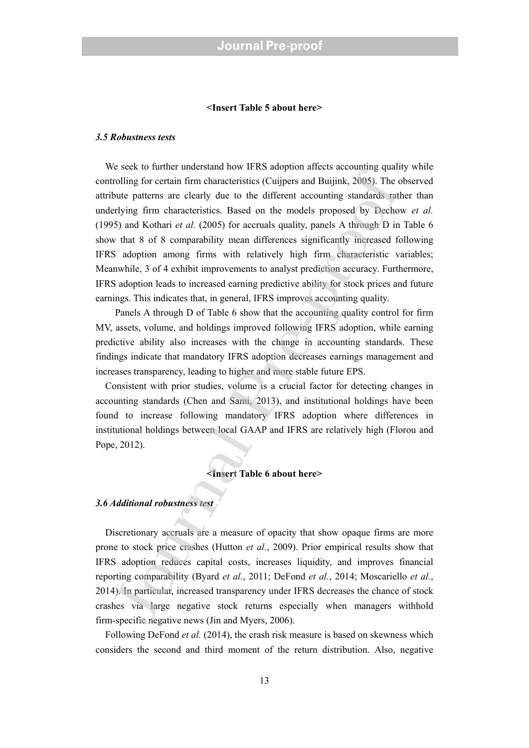**<Insert Table 5 about here>**

### *3.5 Robustness tests*

We seek to further understand how IFRS adoption affects accounting quality while controlling for certain firm characteristics (Cuijpers and Buijink, 2005). The observed attribute patterns are clearly due to the different accounting standards rather than underlying firm characteristics. Based on the models proposed by Dechow *et al.* (1995) and Kothari *et al.* (2005) for accruals quality, panels A through D in Table 6 show that 8 of 8 comparability mean differences significantly increased following IFRS adoption among firms with relatively high firm characteristic variables; Meanwhile, 3 of 4 exhibit improvements to analyst prediction accuracy. Furthermore, IFRS adoption leads to increased earning predictive ability for stock prices and future earnings. This indicates that, in general, IFRS improves accounting quality.

Panels A through D of Table 6 show that the accounting quality control for firm MV, assets, volume, and holdings improved following IFRS adoption, while earning predictive ability also increases with the change in accounting standards. These findings indicate that mandatory IFRS adoption decreases earnings management and increases transparency, leading to higher and more stable future EPS.

Consistent with prior studies, volume is a crucial factor for detecting changes in accounting standards (Chen and Sami, 2013), and institutional holdings have been found to increase following mandatory IFRS adoption where differences in institutional holdings between local GAAP and IFRS are relatively high (Florou and Pope, 2012).

**<Insert Table 6 about here>**

### *3.6 Additional robustness test*

Discretionary accruals are a measure of opacity that show opaque firms are more prone to stock price crashes (Hutton *et al.*, 2009). Prior empirical results show that IFRS adoption reduces capital costs, increases liquidity, and improves financial reporting comparability (Byard *et al.*, 2011; DeFond *et al.*, 2014; Moscariello *et al.*, 2014). In particular, increased transparency under IFRS decreases the chance of stock crashes via large negative stock returns especially when managers withhold firm-specific negative news (Jin and Myers, 2006).

Following DeFond *et al.* (2014), the crash risk measure is based on skewness which considers the second and third moment of the return distribution. Also, negative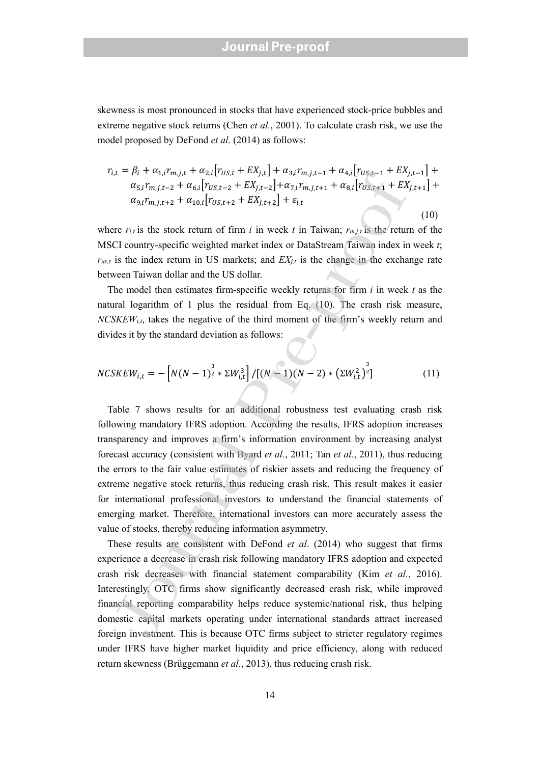skewness is most pronounced in stocks that have experienced stock-price bubbles and extreme negative stock returns (Chen *et al.*, 2001). To calculate crash risk, we use the model proposed by DeFond *et al.* (2014) as follows:

$$r_{i,t} = \beta_i + \alpha_{1,i} r_{m,j,t} + \alpha_{2,i}\left[r_{US,t} + EX_{j,t}\right] + \alpha_{3,i} r_{m,j,t-1} + \alpha_{4,i}\left[r_{US,t-1} + EX_{j,t-1}\right] + \alpha_{5,i} r_{m,j,t-2} + \alpha_{6,i}\left[r_{US,t-2} + EX_{j,t-2}\right] + \alpha_{7,i} r_{m,j,t+1} + \alpha_{8,i}\left[r_{US,t+1} + EX_{j,t+1}\right] + \alpha_{9,i} r_{m,j,t+2} + \alpha_{10,i}\left[r_{US,t+2} + EX_{j,t+2}\right] + \varepsilon_{i,t} \tag{10}$$

where $r_{i,t}$ is the stock return of firm $i$ in week $t$ in Taiwan; $r_{m,j,t}$ is the return of the MSCI country-specific weighted market index or DataStream Taiwan index in week $t$; $r_{us,t}$ is the index return in US markets; and $EX_{j,t}$ is the change in the exchange rate between Taiwan dollar and the US dollar.

The model then estimates firm-specific weekly returns for firm $i$ in week $t$ as the natural logarithm of 1 plus the residual from Eq. (10). The crash risk measure, $NCSKEW_{i,t}$, takes the negative of the third moment of the firm's weekly return and divides it by the standard deviation as follows:

$$NCSKEW_{i,t} = -\left[N(N-1)^{\frac{3}{2}} * \Sigma W_{i,t}^{3}\right] / \left[(N-1)(N-2) * \left(\Sigma W_{i,t}^{2}\right)^{\frac{3}{2}}\right] \tag{11}$$

Table 7 shows results for an additional robustness test evaluating crash risk following mandatory IFRS adoption. According the results, IFRS adoption increases transparency and improves a firm's information environment by increasing analyst forecast accuracy (consistent with Byard *et al.*, 2011; Tan *et al.*, 2011), thus reducing the errors to the fair value estimates of riskier assets and reducing the frequency of extreme negative stock returns, thus reducing crash risk. This result makes it easier for international professional investors to understand the financial statements of emerging market. Therefore, international investors can more accurately assess the value of stocks, thereby reducing information asymmetry.

These results are consistent with DeFond *et al*. (2014) who suggest that firms experience a decrease in crash risk following mandatory IFRS adoption and expected crash risk decreases with financial statement comparability (Kim *et al.*, 2016). Interestingly, OTC firms show significantly decreased crash risk, while improved financial reporting comparability helps reduce systemic/national risk, thus helping domestic capital markets operating under international standards attract increased foreign investment. This is because OTC firms subject to stricter regulatory regimes under IFRS have higher market liquidity and price efficiency, along with reduced return skewness (Brüggemann *et al.*, 2013), thus reducing crash risk.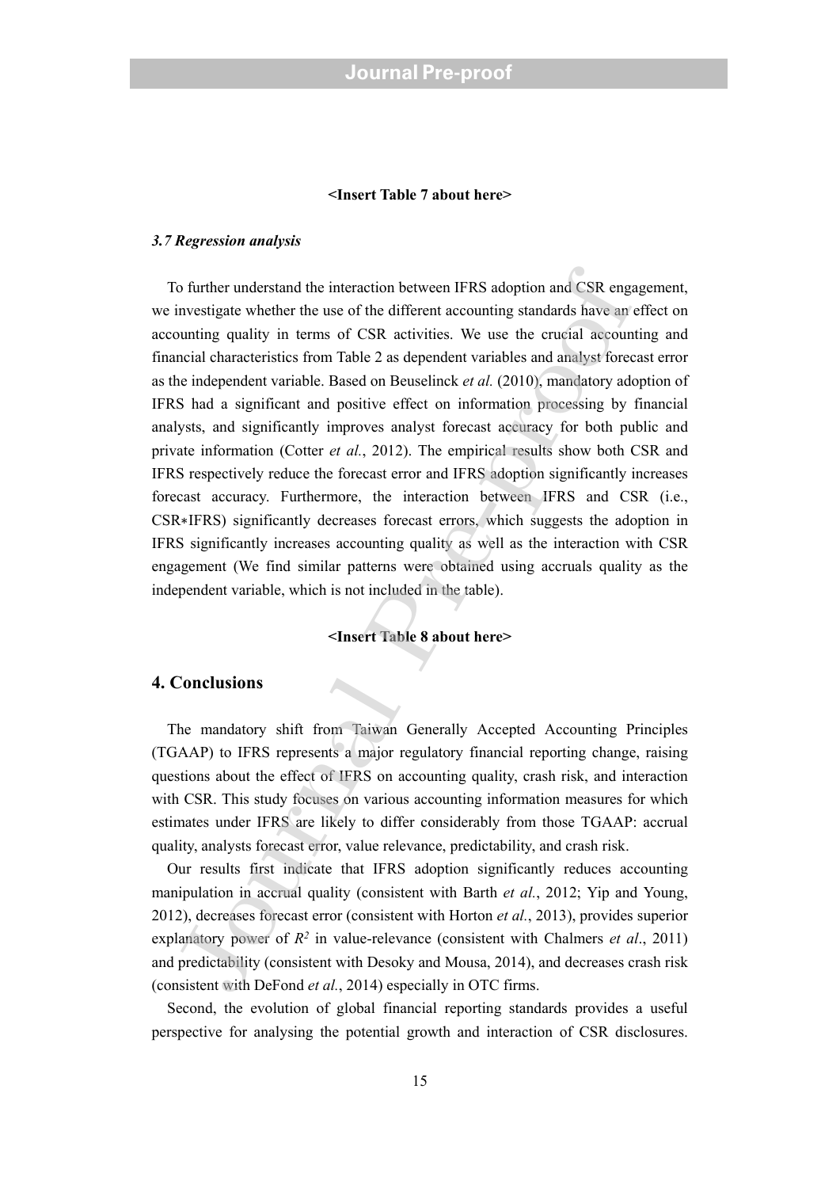<Insert Table 7 about here>

### *3.7 Regression analysis*

To further understand the interaction between IFRS adoption and CSR engagement, we investigate whether the use of the different accounting standards have an effect on accounting quality in terms of CSR activities. We use the crucial accounting and financial characteristics from Table 2 as dependent variables and analyst forecast error as the independent variable. Based on Beuselinck *et al.* (2010), mandatory adoption of IFRS had a significant and positive effect on information processing by financial analysts, and significantly improves analyst forecast accuracy for both public and private information (Cotter *et al.*, 2012). The empirical results show both CSR and IFRS respectively reduce the forecast error and IFRS adoption significantly increases forecast accuracy. Furthermore, the interaction between IFRS and CSR (i.e., CSR∗IFRS) significantly decreases forecast errors, which suggests the adoption in IFRS significantly increases accounting quality as well as the interaction with CSR engagement (We find similar patterns were obtained using accruals quality as the independent variable, which is not included in the table).

<Insert Table 8 about here>

## 4. Conclusions

The mandatory shift from Taiwan Generally Accepted Accounting Principles (TGAAP) to IFRS represents a major regulatory financial reporting change, raising questions about the effect of IFRS on accounting quality, crash risk, and interaction with CSR. This study focuses on various accounting information measures for which estimates under IFRS are likely to differ considerably from those TGAAP: accrual quality, analysts forecast error, value relevance, predictability, and crash risk.

Our results first indicate that IFRS adoption significantly reduces accounting manipulation in accrual quality (consistent with Barth *et al.*, 2012; Yip and Young, 2012), decreases forecast error (consistent with Horton *et al.*, 2013), provides superior explanatory power of $R^2$ in value-relevance (consistent with Chalmers *et al*., 2011) and predictability (consistent with Desoky and Mousa, 2014), and decreases crash risk (consistent with DeFond *et al.*, 2014) especially in OTC firms.

Second, the evolution of global financial reporting standards provides a useful perspective for analysing the potential growth and interaction of CSR disclosures.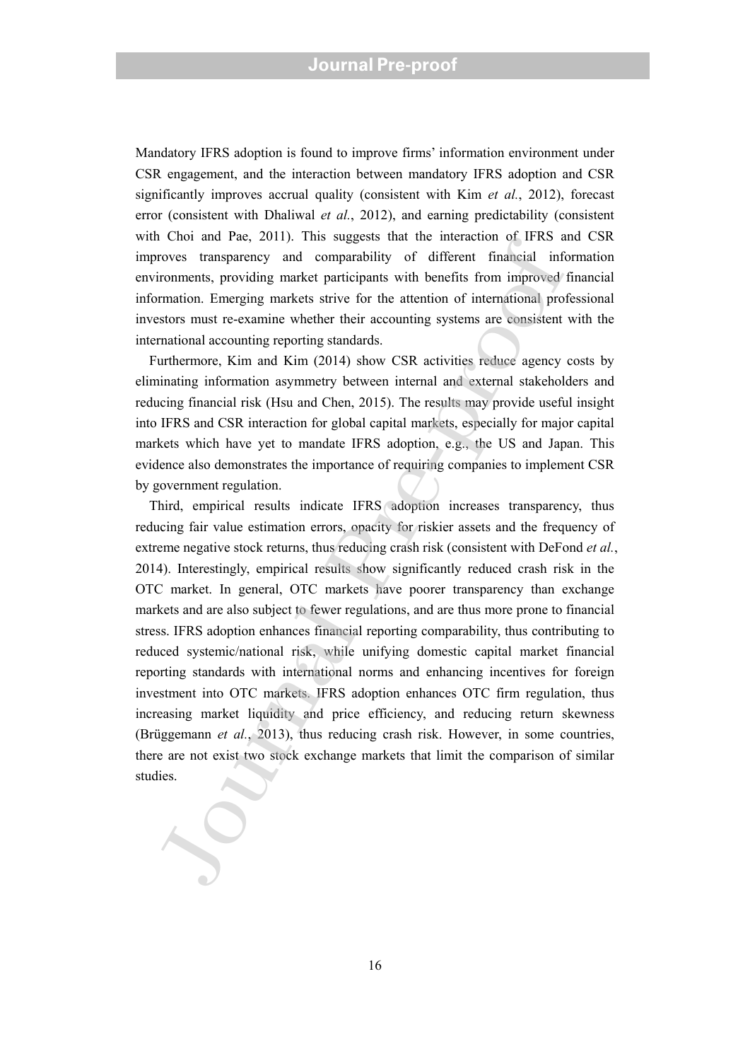Mandatory IFRS adoption is found to improve firms' information environment under CSR engagement, and the interaction between mandatory IFRS adoption and CSR significantly improves accrual quality (consistent with Kim *et al.*, 2012), forecast error (consistent with Dhaliwal *et al.*, 2012), and earning predictability (consistent with Choi and Pae, 2011). This suggests that the interaction of IFRS and CSR improves transparency and comparability of different financial information environments, providing market participants with benefits from improved financial information. Emerging markets strive for the attention of international professional investors must re-examine whether their accounting systems are consistent with the international accounting reporting standards.

Furthermore, Kim and Kim (2014) show CSR activities reduce agency costs by eliminating information asymmetry between internal and external stakeholders and reducing financial risk (Hsu and Chen, 2015). The results may provide useful insight into IFRS and CSR interaction for global capital markets, especially for major capital markets which have yet to mandate IFRS adoption, e.g., the US and Japan. This evidence also demonstrates the importance of requiring companies to implement CSR by government regulation.

Third, empirical results indicate IFRS adoption increases transparency, thus reducing fair value estimation errors, opacity for riskier assets and the frequency of extreme negative stock returns, thus reducing crash risk (consistent with DeFond *et al.*, 2014). Interestingly, empirical results show significantly reduced crash risk in the OTC market. In general, OTC markets have poorer transparency than exchange markets and are also subject to fewer regulations, and are thus more prone to financial stress. IFRS adoption enhances financial reporting comparability, thus contributing to reduced systemic/national risk, while unifying domestic capital market financial reporting standards with international norms and enhancing incentives for foreign investment into OTC markets. IFRS adoption enhances OTC firm regulation, thus increasing market liquidity and price efficiency, and reducing return skewness (Brüggemann *et al.*, 2013), thus reducing crash risk. However, in some countries, there are not exist two stock exchange markets that limit the comparison of similar studies.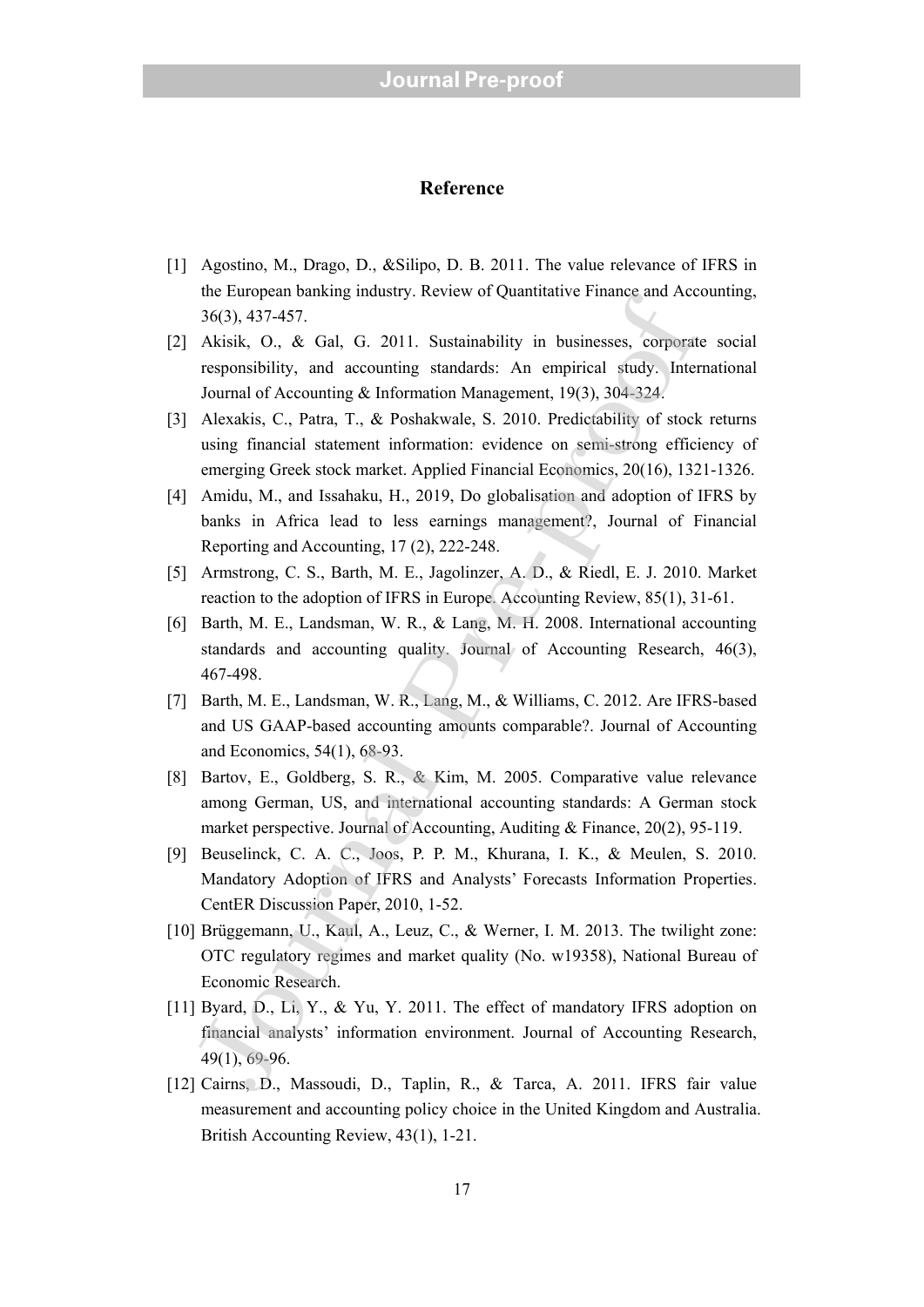# Reference

[1] Agostino, M., Drago, D., &Silipo, D. B. 2011. The value relevance of IFRS in the European banking industry. Review of Quantitative Finance and Accounting, 36(3), 437-457.

[2] Akisik, O., & Gal, G. 2011. Sustainability in businesses, corporate social responsibility, and accounting standards: An empirical study. International Journal of Accounting & Information Management, 19(3), 304-324.

[3] Alexakis, C., Patra, T., & Poshakwale, S. 2010. Predictability of stock returns using financial statement information: evidence on semi-strong efficiency of emerging Greek stock market. Applied Financial Economics, 20(16), 1321-1326.

[4] Amidu, M., and Issahaku, H., 2019, Do globalisation and adoption of IFRS by banks in Africa lead to less earnings management?, Journal of Financial Reporting and Accounting, 17 (2), 222-248.

[5] Armstrong, C. S., Barth, M. E., Jagolinzer, A. D., & Riedl, E. J. 2010. Market reaction to the adoption of IFRS in Europe. Accounting Review, 85(1), 31-61.

[6] Barth, M. E., Landsman, W. R., & Lang, M. H. 2008. International accounting standards and accounting quality. Journal of Accounting Research, 46(3), 467-498.

[7] Barth, M. E., Landsman, W. R., Lang, M., & Williams, C. 2012. Are IFRS-based and US GAAP-based accounting amounts comparable?. Journal of Accounting and Economics, 54(1), 68-93.

[8] Bartov, E., Goldberg, S. R., & Kim, M. 2005. Comparative value relevance among German, US, and international accounting standards: A German stock market perspective. Journal of Accounting, Auditing & Finance, 20(2), 95-119.

[9] Beuselinck, C. A. C., Joos, P. P. M., Khurana, I. K., & Meulen, S. 2010. Mandatory Adoption of IFRS and Analysts' Forecasts Information Properties. CentER Discussion Paper, 2010, 1-52.

[10] Brüggemann, U., Kaul, A., Leuz, C., & Werner, I. M. 2013. The twilight zone: OTC regulatory regimes and market quality (No. w19358), National Bureau of Economic Research.

[11] Byard, D., Li, Y., & Yu, Y. 2011. The effect of mandatory IFRS adoption on financial analysts' information environment. Journal of Accounting Research, 49(1), 69-96.

[12] Cairns, D., Massoudi, D., Taplin, R., & Tarca, A. 2011. IFRS fair value measurement and accounting policy choice in the United Kingdom and Australia. British Accounting Review, 43(1), 1-21.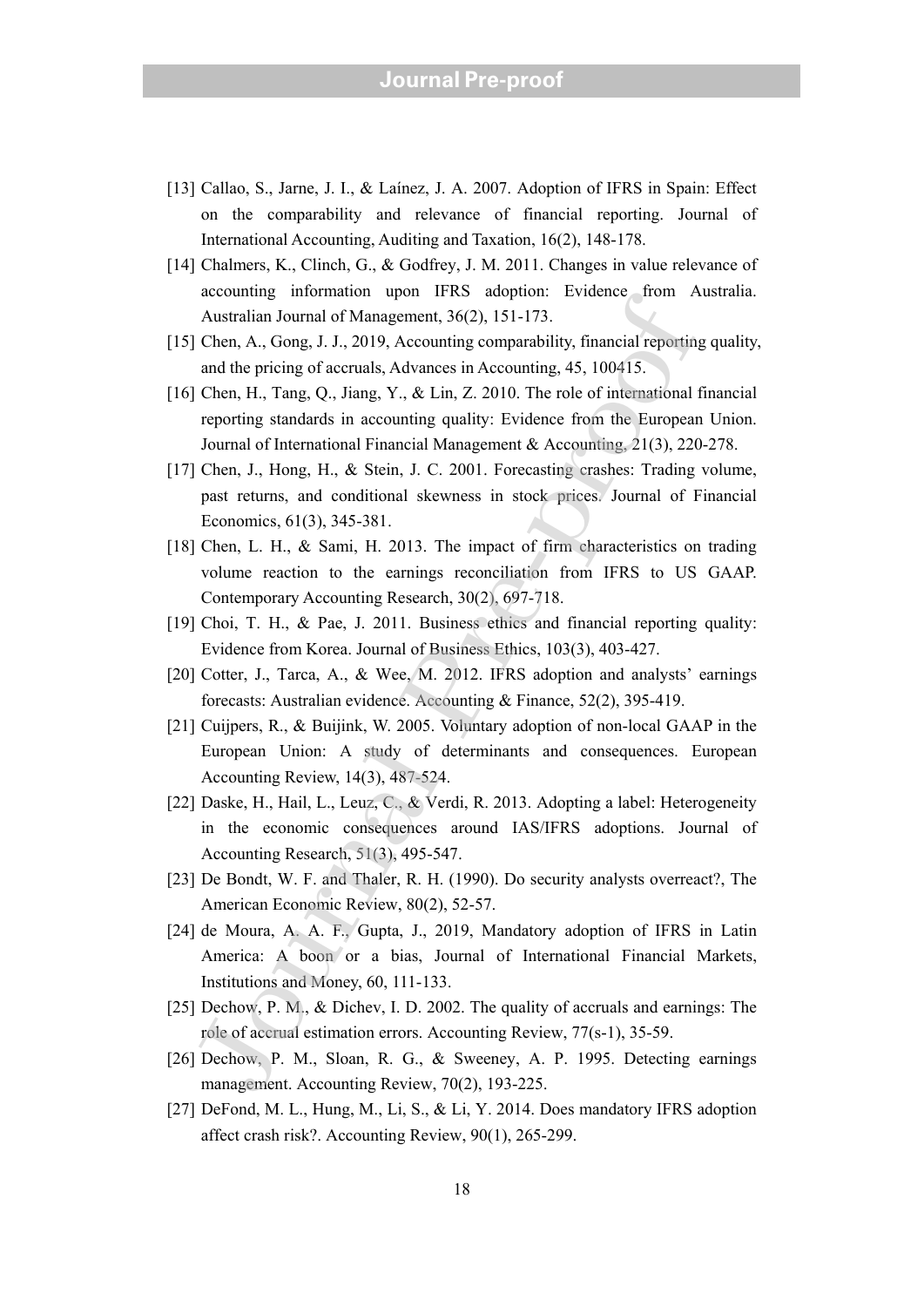[13] Callao, S., Jarne, J. I., & Laínez, J. A. 2007. Adoption of IFRS in Spain: Effect on the comparability and relevance of financial reporting. Journal of International Accounting, Auditing and Taxation, 16(2), 148-178.

[14] Chalmers, K., Clinch, G., & Godfrey, J. M. 2011. Changes in value relevance of accounting information upon IFRS adoption: Evidence from Australia. Australian Journal of Management, 36(2), 151-173.

[15] Chen, A., Gong, J. J., 2019, Accounting comparability, financial reporting quality, and the pricing of accruals, Advances in Accounting, 45, 100415.

[16] Chen, H., Tang, Q., Jiang, Y., & Lin, Z. 2010. The role of international financial reporting standards in accounting quality: Evidence from the European Union. Journal of International Financial Management & Accounting, 21(3), 220-278.

[17] Chen, J., Hong, H., & Stein, J. C. 2001. Forecasting crashes: Trading volume, past returns, and conditional skewness in stock prices. Journal of Financial Economics, 61(3), 345-381.

[18] Chen, L. H., & Sami, H. 2013. The impact of firm characteristics on trading volume reaction to the earnings reconciliation from IFRS to US GAAP. Contemporary Accounting Research, 30(2), 697-718.

[19] Choi, T. H., & Pae, J. 2011. Business ethics and financial reporting quality: Evidence from Korea. Journal of Business Ethics, 103(3), 403-427.

[20] Cotter, J., Tarca, A., & Wee, M. 2012. IFRS adoption and analysts' earnings forecasts: Australian evidence. Accounting & Finance, 52(2), 395-419.

[21] Cuijpers, R., & Buijink, W. 2005. Voluntary adoption of non-local GAAP in the European Union: A study of determinants and consequences. European Accounting Review, 14(3), 487-524.

[22] Daske, H., Hail, L., Leuz, C., & Verdi, R. 2013. Adopting a label: Heterogeneity in the economic consequences around IAS/IFRS adoptions. Journal of Accounting Research, 51(3), 495-547.

[23] De Bondt, W. F. and Thaler, R. H. (1990). Do security analysts overreact?, The American Economic Review, 80(2), 52-57.

[24] de Moura, A. A. F., Gupta, J., 2019, Mandatory adoption of IFRS in Latin America: A boon or a bias, Journal of International Financial Markets, Institutions and Money, 60, 111-133.

[25] Dechow, P. M., & Dichev, I. D. 2002. The quality of accruals and earnings: The role of accrual estimation errors. Accounting Review, 77(s-1), 35-59.

[26] Dechow, P. M., Sloan, R. G., & Sweeney, A. P. 1995. Detecting earnings management. Accounting Review, 70(2), 193-225.

[27] DeFond, M. L., Hung, M., Li, S., & Li, Y. 2014. Does mandatory IFRS adoption affect crash risk?. Accounting Review, 90(1), 265-299.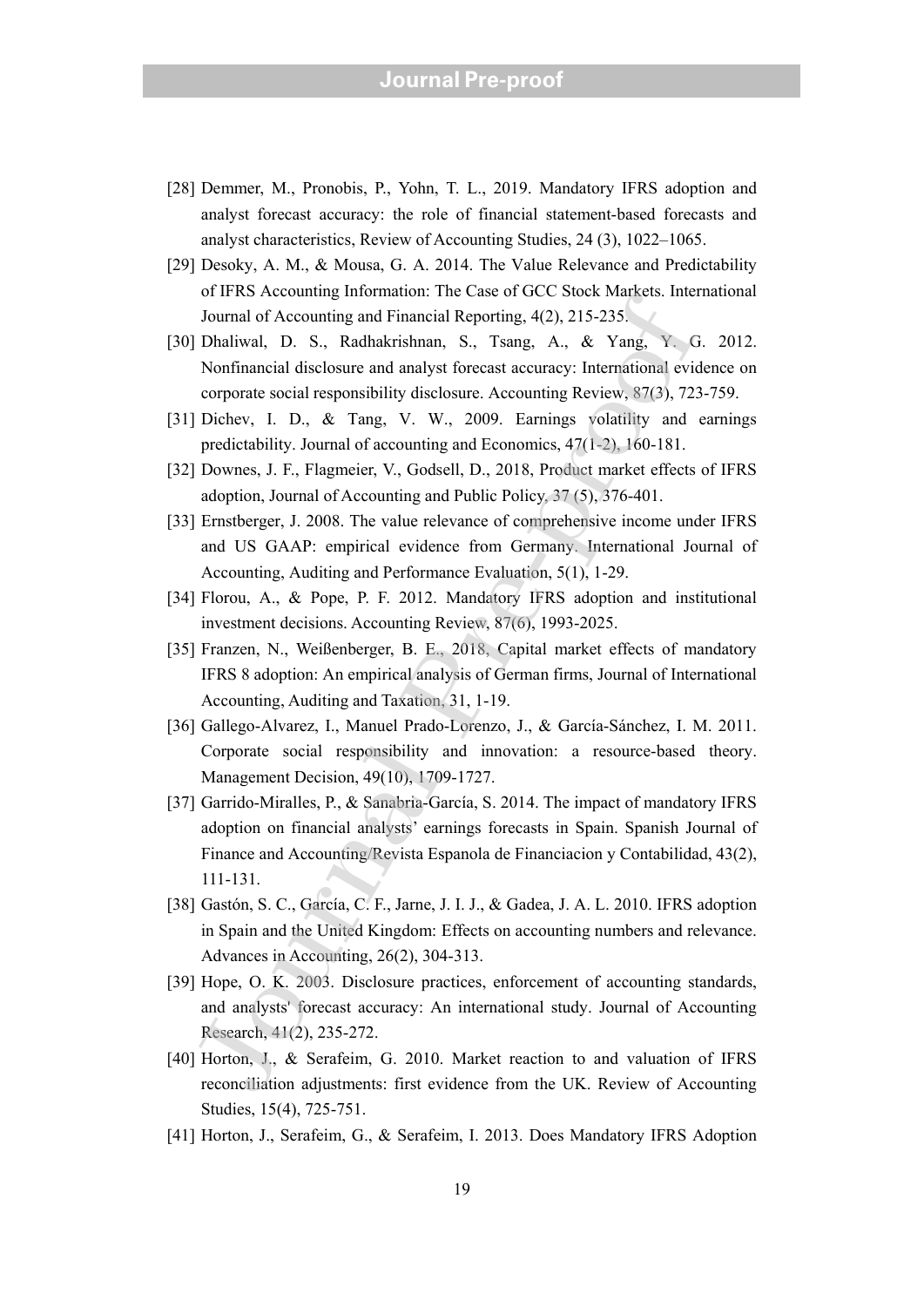[28] Demmer, M., Pronobis, P., Yohn, T. L., 2019. Mandatory IFRS adoption and analyst forecast accuracy: the role of financial statement-based forecasts and analyst characteristics, Review of Accounting Studies, 24 (3), 1022–1065.

[29] Desoky, A. M., & Mousa, G. A. 2014. The Value Relevance and Predictability of IFRS Accounting Information: The Case of GCC Stock Markets. International Journal of Accounting and Financial Reporting, 4(2), 215-235.

[30] Dhaliwal, D. S., Radhakrishnan, S., Tsang, A., & Yang, Y. G. 2012. Nonfinancial disclosure and analyst forecast accuracy: International evidence on corporate social responsibility disclosure. Accounting Review, 87(3), 723-759.

[31] Dichev, I. D., & Tang, V. W., 2009. Earnings volatility and earnings predictability. Journal of accounting and Economics, 47(1-2), 160-181.

[32] Downes, J. F., Flagmeier, V., Godsell, D., 2018, Product market effects of IFRS adoption, Journal of Accounting and Public Policy, 37 (5), 376-401.

[33] Ernstberger, J. 2008. The value relevance of comprehensive income under IFRS and US GAAP: empirical evidence from Germany. International Journal of Accounting, Auditing and Performance Evaluation, 5(1), 1-29.

[34] Florou, A., & Pope, P. F. 2012. Mandatory IFRS adoption and institutional investment decisions. Accounting Review, 87(6), 1993-2025.

[35] Franzen, N., Weißenberger, B. E., 2018, Capital market effects of mandatory IFRS 8 adoption: An empirical analysis of German firms, Journal of International Accounting, Auditing and Taxation, 31, 1-19.

[36] Gallego-Alvarez, I., Manuel Prado-Lorenzo, J., & García-Sánchez, I. M. 2011. Corporate social responsibility and innovation: a resource-based theory. Management Decision, 49(10), 1709-1727.

[37] Garrido-Miralles, P., & Sanabria-García, S. 2014. The impact of mandatory IFRS adoption on financial analysts' earnings forecasts in Spain. Spanish Journal of Finance and Accounting/Revista Espanola de Financiacion y Contabilidad, 43(2), 111-131.

[38] Gastón, S. C., García, C. F., Jarne, J. I. J., & Gadea, J. A. L. 2010. IFRS adoption in Spain and the United Kingdom: Effects on accounting numbers and relevance. Advances in Accounting, 26(2), 304-313.

[39] Hope, O. K. 2003. Disclosure practices, enforcement of accounting standards, and analysts' forecast accuracy: An international study. Journal of Accounting Research, 41(2), 235-272.

[40] Horton, J., & Serafeim, G. 2010. Market reaction to and valuation of IFRS reconciliation adjustments: first evidence from the UK. Review of Accounting Studies, 15(4), 725-751.

[41] Horton, J., Serafeim, G., & Serafeim, I. 2013. Does Mandatory IFRS Adoption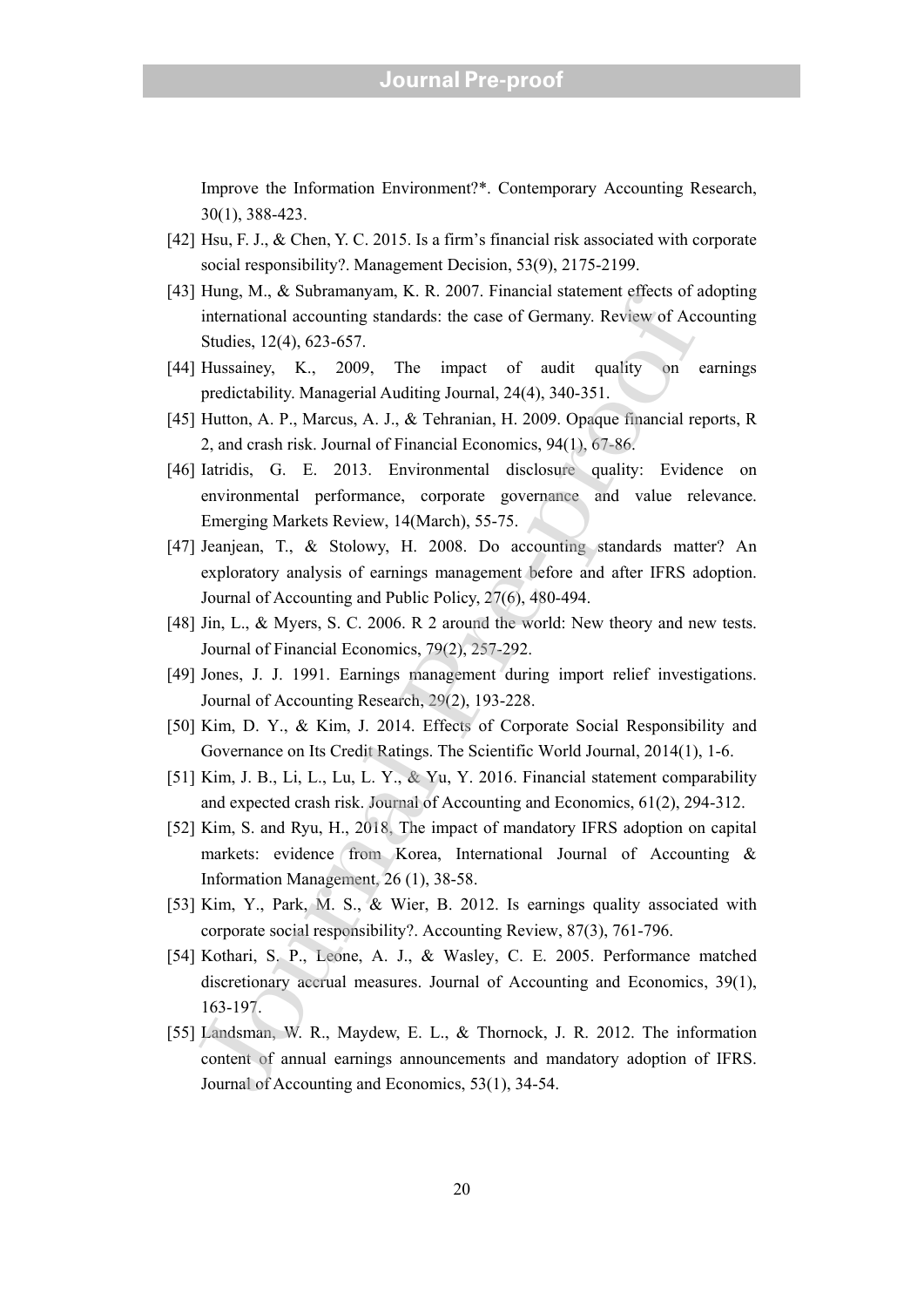Improve the Information Environment?*. Contemporary Accounting Research, 30(1), 388-423.

[42] Hsu, F. J., & Chen, Y. C. 2015. Is a firm's financial risk associated with corporate social responsibility?. Management Decision, 53(9), 2175-2199.

[43] Hung, M., & Subramanyam, K. R. 2007. Financial statement effects of adopting international accounting standards: the case of Germany. Review of Accounting Studies, 12(4), 623-657.

[44] Hussainey, K., 2009, The impact of audit quality on earnings predictability. Managerial Auditing Journal, 24(4), 340-351.

[45] Hutton, A. P., Marcus, A. J., & Tehranian, H. 2009. Opaque financial reports, R 2, and crash risk. Journal of Financial Economics, 94(1), 67-86.

[46] Iatridis, G. E. 2013. Environmental disclosure quality: Evidence on environmental performance, corporate governance and value relevance. Emerging Markets Review, 14(March), 55-75.

[47] Jeanjean, T., & Stolowy, H. 2008. Do accounting standards matter? An exploratory analysis of earnings management before and after IFRS adoption. Journal of Accounting and Public Policy, 27(6), 480-494.

[48] Jin, L., & Myers, S. C. 2006. R 2 around the world: New theory and new tests. Journal of Financial Economics, 79(2), 257-292.

[49] Jones, J. J. 1991. Earnings management during import relief investigations. Journal of Accounting Research, 29(2), 193-228.

[50] Kim, D. Y., & Kim, J. 2014. Effects of Corporate Social Responsibility and Governance on Its Credit Ratings. The Scientific World Journal, 2014(1), 1-6.

[51] Kim, J. B., Li, L., Lu, L. Y., & Yu, Y. 2016. Financial statement comparability and expected crash risk. Journal of Accounting and Economics, 61(2), 294-312.

[52] Kim, S. and Ryu, H., 2018, The impact of mandatory IFRS adoption on capital markets: evidence from Korea, International Journal of Accounting & Information Management, 26 (1), 38-58.

[53] Kim, Y., Park, M. S., & Wier, B. 2012. Is earnings quality associated with corporate social responsibility?. Accounting Review, 87(3), 761-796.

[54] Kothari, S. P., Leone, A. J., & Wasley, C. E. 2005. Performance matched discretionary accrual measures. Journal of Accounting and Economics, 39(1), 163-197.

[55] Landsman, W. R., Maydew, E. L., & Thornock, J. R. 2012. The information content of annual earnings announcements and mandatory adoption of IFRS. Journal of Accounting and Economics, 53(1), 34-54.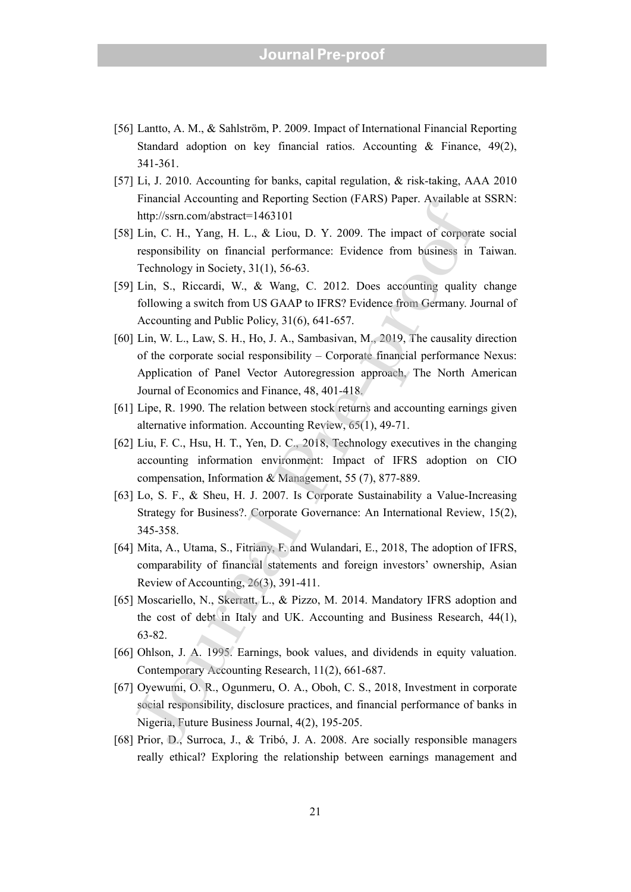[56] Lantto, A. M., & Sahlström, P. 2009. Impact of International Financial Reporting Standard adoption on key financial ratios. Accounting & Finance, 49(2), 341-361.

[57] Li, J. 2010. Accounting for banks, capital regulation, & risk-taking, AAA 2010 Financial Accounting and Reporting Section (FARS) Paper. Available at SSRN: http://ssrn.com/abstract=1463101

[58] Lin, C. H., Yang, H. L., & Liou, D. Y. 2009. The impact of corporate social responsibility on financial performance: Evidence from business in Taiwan. Technology in Society, 31(1), 56-63.

[59] Lin, S., Riccardi, W., & Wang, C. 2012. Does accounting quality change following a switch from US GAAP to IFRS? Evidence from Germany. Journal of Accounting and Public Policy, 31(6), 641-657.

[60] Lin, W. L., Law, S. H., Ho, J. A., Sambasivan, M., 2019, The causality direction of the corporate social responsibility – Corporate financial performance Nexus: Application of Panel Vector Autoregression approach, The North American Journal of Economics and Finance, 48, 401-418.

[61] Lipe, R. 1990. The relation between stock returns and accounting earnings given alternative information. Accounting Review, 65(1), 49-71.

[62] Liu, F. C., Hsu, H. T., Yen, D. C., 2018, Technology executives in the changing accounting information environment: Impact of IFRS adoption on CIO compensation, Information & Management, 55 (7), 877-889.

[63] Lo, S. F., & Sheu, H. J. 2007. Is Corporate Sustainability a Value-Increasing Strategy for Business?. Corporate Governance: An International Review, 15(2), 345-358.

[64] Mita, A., Utama, S., Fitriany, F. and Wulandari, E., 2018, The adoption of IFRS, comparability of financial statements and foreign investors' ownership, Asian Review of Accounting, 26(3), 391-411.

[65] Moscariello, N., Skerratt, L., & Pizzo, M. 2014. Mandatory IFRS adoption and the cost of debt in Italy and UK. Accounting and Business Research, 44(1), 63-82.

[66] Ohlson, J. A. 1995. Earnings, book values, and dividends in equity valuation. Contemporary Accounting Research, 11(2), 661-687.

[67] Oyewumi, O. R., Ogunmeru, O. A., Oboh, C. S., 2018, Investment in corporate social responsibility, disclosure practices, and financial performance of banks in Nigeria, Future Business Journal, 4(2), 195-205.

[68] Prior, D., Surroca, J., & Tribó, J. A. 2008. Are socially responsible managers really ethical? Exploring the relationship between earnings management and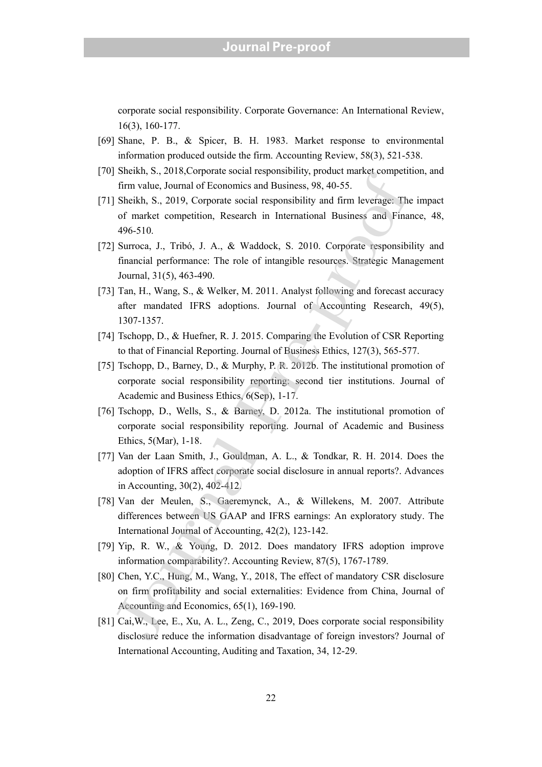corporate social responsibility. Corporate Governance: An International Review, 16(3), 160-177.

[69] Shane, P. B., & Spicer, B. H. 1983. Market response to environmental information produced outside the firm. Accounting Review, 58(3), 521-538.

[70] Sheikh, S., 2018,Corporate social responsibility, product market competition, and firm value, Journal of Economics and Business, 98, 40-55.

[71] Sheikh, S., 2019, Corporate social responsibility and firm leverage: The impact of market competition, Research in International Business and Finance, 48, 496-510.

[72] Surroca, J., Tribó, J. A., & Waddock, S. 2010. Corporate responsibility and financial performance: The role of intangible resources. Strategic Management Journal, 31(5), 463-490.

[73] Tan, H., Wang, S., & Welker, M. 2011. Analyst following and forecast accuracy after mandated IFRS adoptions. Journal of Accounting Research, 49(5), 1307-1357.

[74] Tschopp, D., & Huefner, R. J. 2015. Comparing the Evolution of CSR Reporting to that of Financial Reporting. Journal of Business Ethics, 127(3), 565-577.

[75] Tschopp, D., Barney, D., & Murphy, P. R. 2012b. The institutional promotion of corporate social responsibility reporting: second tier institutions. Journal of Academic and Business Ethics, 6(Sep), 1-17.

[76] Tschopp, D., Wells, S., & Barney, D. 2012a. The institutional promotion of corporate social responsibility reporting. Journal of Academic and Business Ethics, 5(Mar), 1-18.

[77] Van der Laan Smith, J., Gouldman, A. L., & Tondkar, R. H. 2014. Does the adoption of IFRS affect corporate social disclosure in annual reports?. Advances in Accounting, 30(2), 402-412.

[78] Van der Meulen, S., Gaeremynck, A., & Willekens, M. 2007. Attribute differences between US GAAP and IFRS earnings: An exploratory study. The International Journal of Accounting, 42(2), 123-142.

[79] Yip, R. W., & Young, D. 2012. Does mandatory IFRS adoption improve information comparability?. Accounting Review, 87(5), 1767-1789.

[80] Chen, Y.C., Hung, M., Wang, Y., 2018, The effect of mandatory CSR disclosure on firm profitability and social externalities: Evidence from China, Journal of Accounting and Economics, 65(1), 169-190.

[81] Cai,W., Lee, E., Xu, A. L., Zeng, C., 2019, Does corporate social responsibility disclosure reduce the information disadvantage of foreign investors? Journal of International Accounting, Auditing and Taxation, 34, 12-29.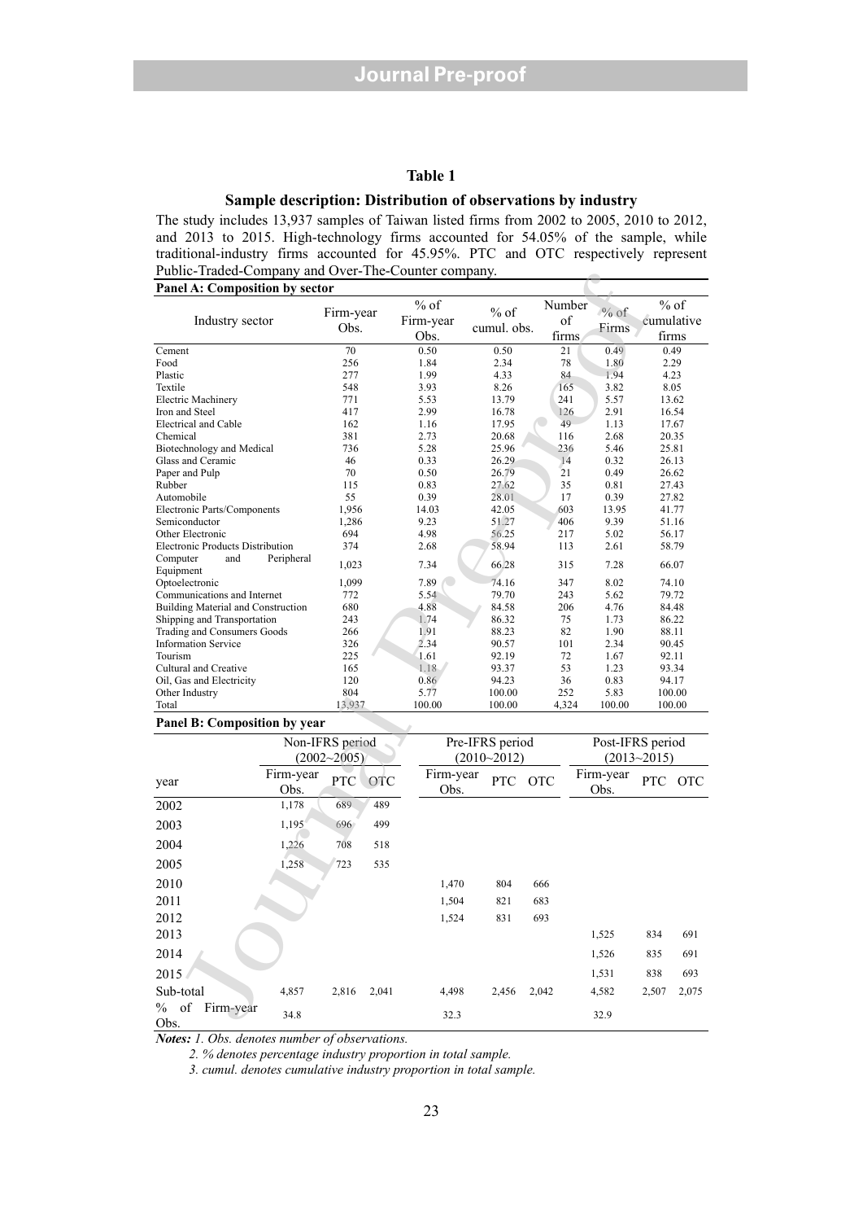## Table 1

### Sample description: Distribution of observations by industry

The study includes 13,937 samples of Taiwan listed firms from 2002 to 2005, 2010 to 2012, and 2013 to 2015. High-technology firms accounted for 54.05% of the sample, while traditional-industry firms accounted for 45.95%. PTC and OTC respectively represent Public-Traded-Company and Over-The-Counter company.

**Panel A: Composition by sector**

| Industry sector | Firm-year Obs. | % of Firm-year Obs. | % of cumul. obs. | Number of firms | % of Firms | % of cumulative firms |
|---|---|---|---|---|---|---|
| Cement | 70 | 0.50 | 0.50 | 21 | 0.49 | 0.49 |
| Food | 256 | 1.84 | 2.34 | 78 | 1.80 | 2.29 |
| Plastic | 277 | 1.99 | 4.33 | 84 | 1.94 | 4.23 |
| Textile | 548 | 3.93 | 8.26 | 165 | 3.82 | 8.05 |
| Electric Machinery | 771 | 5.53 | 13.79 | 241 | 5.57 | 13.62 |
| Iron and Steel | 417 | 2.99 | 16.78 | 126 | 2.91 | 16.54 |
| Electrical and Cable | 162 | 1.16 | 17.95 | 49 | 1.13 | 17.67 |
| Chemical | 381 | 2.73 | 20.68 | 116 | 2.68 | 20.35 |
| Biotechnology and Medical | 736 | 5.28 | 25.96 | 236 | 5.46 | 25.81 |
| Glass and Ceramic | 46 | 0.33 | 26.29 | 14 | 0.32 | 26.13 |
| Paper and Pulp | 70 | 0.50 | 26.79 | 21 | 0.49 | 26.62 |
| Rubber | 115 | 0.83 | 27.62 | 35 | 0.81 | 27.43 |
| Automobile | 55 | 0.39 | 28.01 | 17 | 0.39 | 27.82 |
| Electronic Parts/Components | 1,956 | 14.03 | 42.05 | 603 | 13.95 | 41.77 |
| Semiconductor | 1,286 | 9.23 | 51.27 | 406 | 9.39 | 51.16 |
| Other Electronic | 694 | 4.98 | 56.25 | 217 | 5.02 | 56.17 |
| Electronic Products Distribution | 374 | 2.68 | 58.94 | 113 | 2.61 | 58.79 |
| Computer and Peripheral Equipment | 1,023 | 7.34 | 66.28 | 315 | 7.28 | 66.07 |
| Optoelectronic | 1,099 | 7.89 | 74.16 | 347 | 8.02 | 74.10 |
| Communications and Internet | 772 | 5.54 | 79.70 | 243 | 5.62 | 79.72 |
| Building Material and Construction | 680 | 4.88 | 84.58 | 206 | 4.76 | 84.48 |
| Shipping and Transportation | 243 | 1.74 | 86.32 | 75 | 1.73 | 86.22 |
| Trading and Consumers Goods | 266 | 1.91 | 88.23 | 82 | 1.90 | 88.11 |
| Information Service | 326 | 2.34 | 90.57 | 101 | 2.34 | 90.45 |
| Tourism | 225 | 1.61 | 92.19 | 72 | 1.67 | 92.11 |
| Cultural and Creative | 165 | 1.18 | 93.37 | 53 | 1.23 | 93.34 |
| Oil, Gas and Electricity | 120 | 0.86 | 94.23 | 36 | 0.83 | 94.17 |
| Other Industry | 804 | 5.77 | 100.00 | 252 | 5.83 | 100.00 |
| Total | 13,937 | 100.00 | 100.00 | 4,324 | 100.00 | 100.00 |

**Panel B: Composition by year**

| | Non-IFRS period (2002~2005) | | | Pre-IFRS period (2010~2012) | | | Post-IFRS period (2013~2015) | | |
|---|---|---|---|---|---|---|---|---|---|
| year | Firm-year Obs. | PTC | OTC | Firm-year Obs. | PTC | OTC | Firm-year Obs. | PTC | OTC |
| 2002 | 1,178 | 689 | 489 | | | | | | |
| 2003 | 1,195 | 696 | 499 | | | | | | |
| 2004 | 1,226 | 708 | 518 | | | | | | |
| 2005 | 1,258 | 723 | 535 | | | | | | |
| 2010 | | | | 1,470 | 804 | 666 | | | |
| 2011 | | | | 1,504 | 821 | 683 | | | |
| 2012 | | | | 1,524 | 831 | 693 | | | |
| 2013 | | | | | | | 1,525 | 834 | 691 |
| 2014 | | | | | | | 1,526 | 835 | 691 |
| 2015 | | | | | | | 1,531 | 838 | 693 |
| Sub-total | 4,857 | 2,816 | 2,041 | 4,498 | 2,456 | 2,042 | 4,582 | 2,507 | 2,075 |
| % of Firm-year Obs. | 34.8 | | | 32.3 | | | 32.9 | | |

***Notes:*** *1. Obs. denotes number of observations.*

*2. % denotes percentage industry proportion in total sample.*

*3. cumul. denotes cumulative industry proportion in total sample.*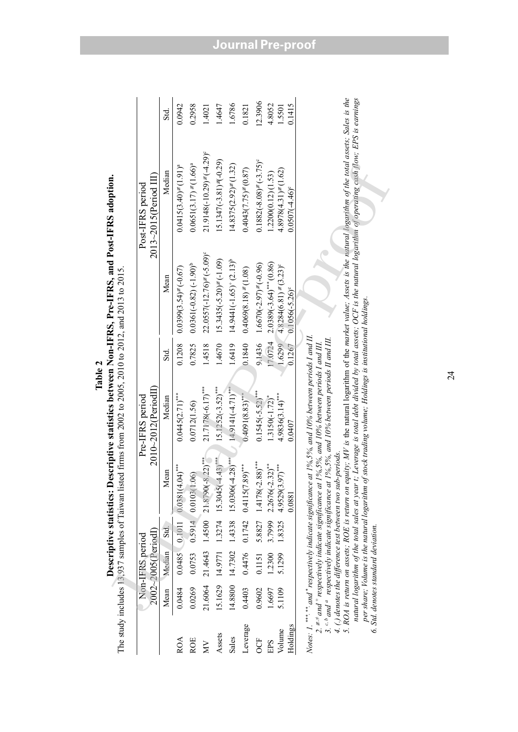**Table 2**

**Descriptive statistics: Descriptive statistics between Non-IFRS, Pre-IFRS, and Post-IFRS adoption.**

The study includes 13,937 samples of Taiwan listed firms from 2002 to 2005, 2010 to 2012, and 2013 to 2015.

| | Non-IFRS period 2002~2005(PeriodI) | | | Pre-IFRS period 2010~2012(PeriodII) | | | Post-IFRS period 2013~2015(Period III) | | |
|---|---|---|---|---|---|---|---|---|---|
| | Mean | Median | Std. | Mean | Median | Std. | Mean | Median | Std. |
| ROA | 0.0484 | 0.0485 | 0.1011 | 0.0381(4.04)*** | 0.0445(2.71)*** | 0.1208 | 0.0399(3.54)≠(-0.67) | 0.0415(3.40)≠(1.91)a | 0.0942 |
| ROE | 0.0269 | 0.0753 | 0.5914 | 0.0103(1.06) | 0.0712(1.56) | 0.7825 | 0.0361(-0.82) (-1.90)b | 0.0651(3.17) ≠(1.66)a | 0.2958 |
| MV | 21.6064 | 21.4643 | 1.4500 | 21.8790(-8.22)*** | 21.7178(-6.17)*** | 1.4518 | 22.0557(-12.76)≠(-5.09)c | 21.9148(-10.29)≠(-4.29)c | 1.4021 |
| Assets | 15.1629 | 14.9771 | 1.3274 | 15.3045(-4.43)*** | 15.1252(-3.52)*** | 1.4670 | 15.3435(-5.20)≠(-1.09) | 15.1347(-3.81)≠(-0.29) | 1.4647 |
| Sales | 14.8800 | 14.7302 | 1.4338 | 15.0306(-4.28)*** | 14.9141(-4.71)*** | 1.6419 | 14.9441(-1.65)+ (2.13)b | 14.8375(2.92)≠(1.32) | 1.6786 |
| Leverage | 0.4403 | 0.4476 | 0.1742 | 0.4115(7.89)*** | 0.4091(8.83)*** | 0.1840 | 0.4069(8.18) ≠(1.08) | 0.4043(7.75)≠(0.87) | 0.1821 |
| OCF | 0.9602 | 0.1151 | 5.8827 | 1.4178(-2.88)*** | 0.1545(-5.52)*** | 9.1436 | 1.6670(-2.97)≠(-0.96) | 0.1882(-8.08)≠(-3.75)c | 12.3906 |
| EPS | 1.6697 | 1.2300 | 3.7999 | 2.2676(-2.32)** | 1.3150(-1.72)* | 17.0724 | 2.0389(-3.64)***(0.86) | 1.2200(0.12)(1.53) | 4.8052 |
| Volume | 5.1109 | 5.1299 | 1.8325 | 4.9529(3.97)*** | 4.9836(3.14)*** | 1.6299 | 4.8284(6.81) ≠(3.23)c | 4.8978(4.31)≠(1.62) | 1.5501 |
| Holdings | | | | 0.0881 | 0.0407 | 0.1267 | 0.1056(-5.26)c | 0.0507(-4.46)c | 0.1415 |

*Notes: 1. \*\*\*, \*\*, and \* respectively indicate significance at 1%, 5%, and 10% between periods I and II.*
*2. ≠, ‡ and + respectively indicate significance at 1%, 5%, and 10% between periods I and III.*
*3. c, b and a respectively indicate significance at 1%, 5%, and 10% between periods II and III.*
*4. (.) denotes the difference test between two sub-periods.*
*5. ROA is return on assets; ROE is return on equity; MV is the natural logarithm of the market value; Assets is the natural logarithm of the total assets; Sales is the natural logarithm of the total sales at year t; Leverage is total debt divided by total assets; OCF is the natural logarithm of operating cash flow; EPS is earnings per share; Volume is the natural logarithm of stock trading volume; Holdings is institutional holdings.*
*6. Std. denotes standard deviation.*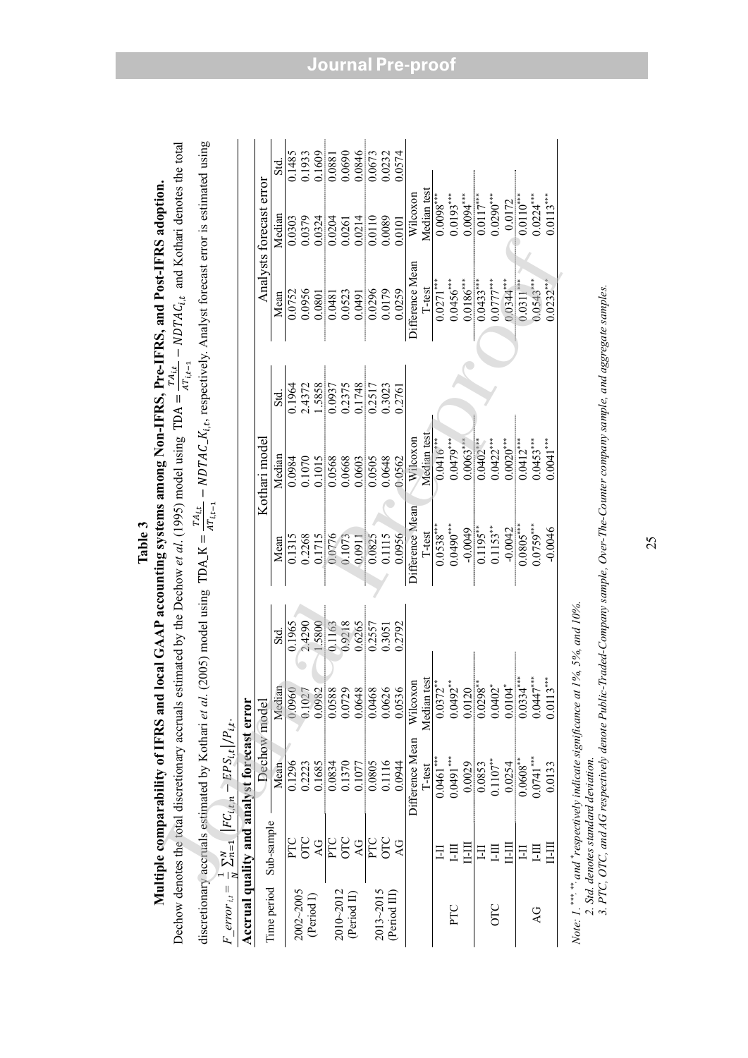**Table 3**

**Multiple comparability of IFRS and local GAAP accounting systems among Non-IFRS, Pre-IFRS, and Post-IFRS adoption.**

Dechow denotes the total discretionary accruals estimated by the Dechow *et al.* (1995) model using $\text{TDA} = \frac{TA_{i,t}}{AT_{i,t-1}} - NDTAC_{i,t}$ and Kothari denotes the total discretionary accruals estimated by Kothari *et al.* (2005) model using $\text{TDA\_K} = \frac{TA_{i,t}}{AT_{i,t-1}} - NDTAC\_K_{i,t}$, respectively. Analyst forecast error is estimated using $F\_error_{i,t} = \frac{1}{N}\sum_{n=1}^{N}|FC_{i,t,n} - EPS_{i,t}|/P_{i,t}$.

**Accrual quality and analyst forecast error**

| Time period | Sub-sample | Dechow model | | | Kothari model | | | Analysts forecast error | | |
|---|---|---|---|---|---|---|---|---|---|---|
| | | Mean | Median | Std. | Mean | Median | Std. | Mean | Median | Std. |
| 2002~2005 (Period I) | PTC | 0.1296 | 0.0960 | 0.1965 | 0.1315 | 0.0984 | 0.1964 | 0.0752 | 0.0303 | 0.1485 |
| | OTC | 0.2223 | 0.1027 | 2.4290 | 0.2268 | 0.1070 | 2.4372 | 0.0956 | 0.0379 | 0.1933 |
| | AG | 0.1685 | 0.0982 | 1.5800 | 0.1715 | 0.1015 | 1.5858 | 0.0801 | 0.0324 | 0.1609 |
| 2010~2012 (Period II) | PTC | 0.0834 | 0.0588 | 0.1163 | 0.0776 | 0.0568 | 0.0937 | 0.0481 | 0.0204 | 0.0881 |
| | OTC | 0.1370 | 0.0729 | 0.9218 | 0.1073 | 0.0668 | 0.2375 | 0.0523 | 0.0261 | 0.0690 |
| | AG | 0.1077 | 0.0648 | 0.6265 | 0.0911 | 0.0603 | 0.1748 | 0.0491 | 0.0214 | 0.0846 |
| 2013~2015 (Period III) | PTC | 0.0805 | 0.0468 | 0.2557 | 0.0825 | 0.0505 | 0.2517 | 0.0296 | 0.0110 | 0.0673 |
| | OTC | 0.1116 | 0.0626 | 0.3051 | 0.1115 | 0.0648 | 0.3023 | 0.0179 | 0.0089 | 0.0232 |
| | AG | 0.0944 | 0.0536 | 0.2792 | 0.0956 | 0.0562 | 0.2761 | 0.0259 | 0.0101 | 0.0574 |
| | | Difference Mean T-test | Wilcoxon Median test | | Difference Mean T-test | Wilcoxon Median test | | Difference Mean T-test | Wilcoxon Median test | |
| PTC | I-II | 0.0461*** | 0.0372** | | 0.0538*** | 0.0416*** | | 0.0271*** | 0.0098*** | |
| | I-III | 0.0491*** | 0.0492** | | 0.0490*** | 0.0479*** | | 0.0456*** | 0.0193*** | |
| | II-III | 0.0029 | 0.0120 | | -0.0049 | 0.0063*** | | 0.0186*** | 0.0094*** | |
| OTC | I-II | 0.0853 | 0.0298** | | 0.1195** | 0.0402*** | | 0.0433*** | 0.0117*** | |
| | I-III | 0.1107** | 0.0402* | | 0.1153** | 0.0422*** | | 0.0777*** | 0.0290*** | |
| | II-III | 0.0254 | 0.0104* | | -0.0042 | 0.0020*** | | 0.0344*** | 0.0172 | |
| AG | I-II | 0.0608** | 0.0334*** | | 0.0805*** | 0.0412*** | | 0.0311*** | 0.0110*** | |
| | I-III | 0.0741*** | 0.0447*** | | 0.0759*** | 0.0453*** | | 0.0543*** | 0.0224*** | |
| | II-III | 0.0133 | 0.0113*** | | -0.0046 | 0.0041*** | | 0.0232*** | 0.0113*** | |

*Note: 1. \*\*\*, \*\*, and \* respectively indicate significance at 1%, 5%, and 10%.*
*2. Std. denotes standard deviation.*
*3. PTC, OTC, and AG respectively denote Public-Traded-Company sample, Over-The-Counter company sample, and aggregate samples.*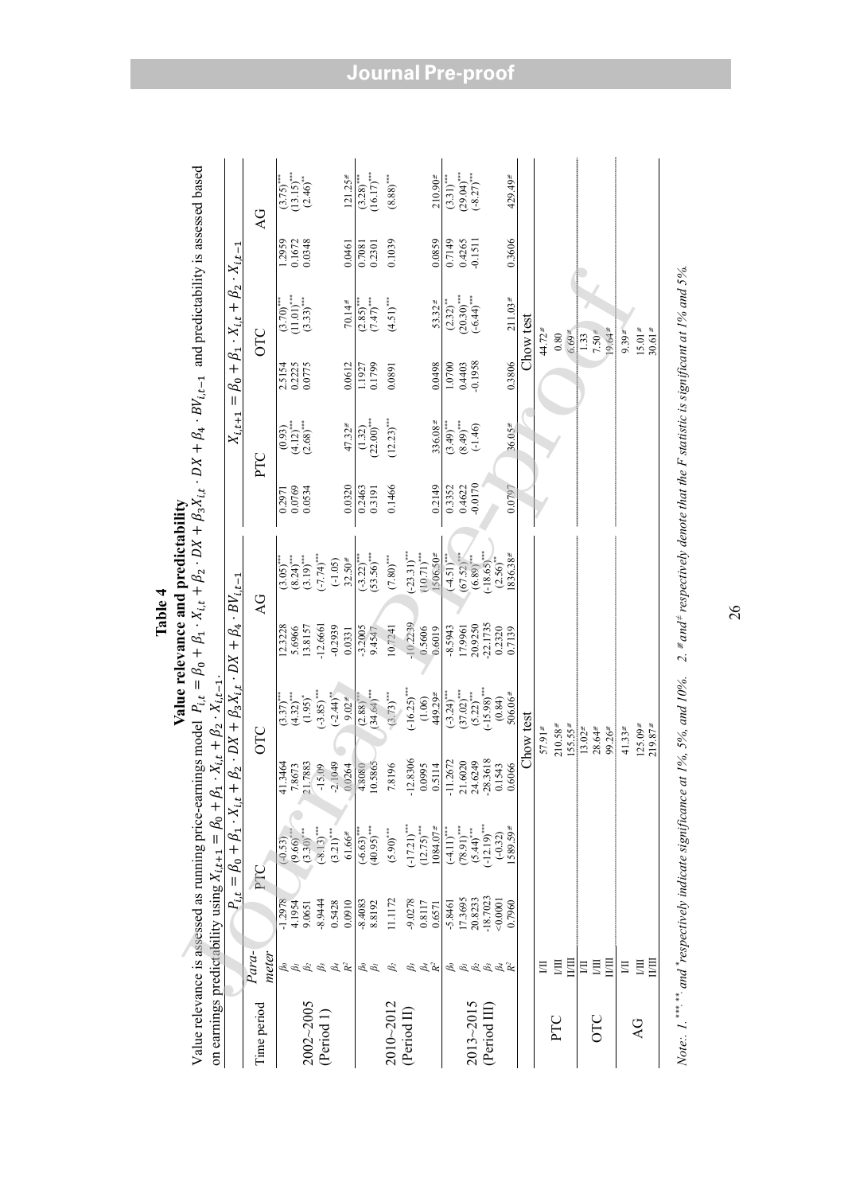**Table 4**

**Value relevance and predictability**

Value relevance is assessed as running price-earnings model $P_{i,t} = \beta_0 + \beta_1 \cdot X_{i,t} + \beta_2 \cdot DX + \beta_3 X_{i,t} \cdot DX + \beta_4 \cdot BV_{i,t-1}$ and predictability is assessed based on earnings predictability using $X_{i,t+1} = \beta_0 + \beta_1 \cdot X_{i,t} + \beta_2 \cdot X_{i,t-1}$.

| Time period | Parameter | $P_{i,t} = \beta_0 + \beta_1 \cdot X_{i,t} + \beta_2 \cdot DX + \beta_3 X_{i,t} \cdot DX + \beta_4 \cdot BV_{i,t-1}$ | | | | | | $X_{i,t+1} = \beta_0 + \beta_1 \cdot X_{i,t} + \beta_2 \cdot X_{i,t-1}$ | | | | | |
|---|---|---|---|---|---|---|---|---|---|---|---|---|---|
| | | PTC | | OTC | | AG | | PTC | | OTC | | AG | |
| 2002~2005 (Period I) | $\beta_0$ | -1.2978 | (-0.53) | 41.3464 | (3.37)*** | 12.3228 | (3.05)*** | 0.2971 | (0.93) | 2.5154 | (3.70)*** | 1.2959 | (3.75)*** |
| | $\beta_1$ | 4.1954 | (9.66)*** | 7.8673 | (4.32)*** | 5.6966 | (8.24)*** | 0.0769 | (4.12)*** | 0.2225 | (11.01)*** | 0.1672 | (13.15)*** |
| | $\beta_2$ | 9.0651 | (3.30)*** | 21.7883 | (1.95)* | 13.8157 | (3.19)*** | 0.0534 | (2.68)*** | 0.0775 | (3.33)*** | 0.0348 | (2.46)** |
| | $\beta_3$ | -8.9444 | (-8.13)*** | -15.09 | (-3.85)*** | -12.6661 | (-7.74)*** | | | | | | |
| | $\beta_4$ | 0.5428 | (3.21)*** | -2.1049 | (-2.44)** | -0.2939 | (-1.05) | | | | | | |
| | $R^2$ | 0.0910 | 61.66# | 0.0264 | 9.02# | 0.0331 | 32.50# | 0.0320 | 47.32# | 0.0612 | 70.14# | 0.0461 | 121.25# |
| 2010~2012 (Period II) | $\beta_0$ | -8.4083 | (-6.63)*** | 4.8080 | (2.88)*** | -3.2005 | (-3.22)*** | 0.2463 | (1.32) | 1.1927 | (2.85)*** | 0.7081 | (3.28)*** |
| | $\beta_1$ | 8.8192 | (40.95)*** | 10.5865 | (34.64)*** | 9.4547 | (53.56)*** | 0.3191 | (22.00)*** | 0.1799 | (7.47)*** | 0.2301 | (16.17)*** |
| | $\beta_2$ | 11.1172 | (5.90)*** | 7.8196 | (3.73)*** | 10.7241 | (7.80)*** | 0.1466 | (12.23)*** | 0.0891 | (4.51)*** | 0.1039 | (8.88)*** |
| | $\beta_3$ | -9.0278 | (-17.21)*** | -12.8306 | (-16.25)*** | -10.2239 | (-23.31)*** | | | | | | |
| | $\beta_4$ | 0.8117 | (12.75)*** | 0.0995 | (1.06) | 0.5606 | (10.71)*** | | | | | | |
| | $R^2$ | 0.6571 | 1084.07# | 0.5114 | 449.29# | 0.6019 | 1506.50# | 0.2149 | 336.08# | 0.0498 | 53.32# | 0.0859 | 210.90# |
| 2013~2015 (Period III) | $\beta_0$ | -5.8461 | (-4.11)*** | -11.2672 | (-3.24)*** | -8.5943 | (-4.51)*** | 0.3352 | (3.49)*** | 1.0700 | (2.32)** | 0.7149 | (3.31)*** |
| | $\beta_1$ | 17.3695 | (78.91)*** | 21.6020 | (37.02)*** | 17.9961 | (67.52)*** | 0.4622 | (8.49)*** | 0.4403 | (20.30)*** | 0.4265 | (29.04)*** |
| | $\beta_2$ | 20.8233 | (5.44)*** | 24.6249 | (5.22)*** | 20.9250 | (6.89)*** | -0.0170 | (-1.46) | -0.1958 | (-6.44)*** | -0.1511 | (-8.27)*** |
| | $\beta_3$ | -18.7023 | (-12.19)*** | -28.3618 | (-15.98)*** | -22.1735 | (-18.65)*** | | | | | | |
| | $\beta_4$ | <0.0001 | (-0.32) | 0.1543 | (0.84) | 0.2320 | (2.56)** | | | | | | |
| | $R^2$ | 0.7960 | 1589.59# | 0.6066 | 506.06# | 0.7139 | 1836.38# | 0.0797 | 36.05# | 0.3806 | 211.03# | 0.3606 | 429.49# |
| | | Chow test | | | | | | Chow test | | | | | |
| PTC | I/II | 57.91# | | | | | | 44.72# | | | | | |
| | I/III | 210.58# | | | | | | 0.80 | | | | | |
| | II/III | 155.55# | | | | | | 6.69# | | | | | |
| OTC | I/II | 13.02# | | | | | | 1.33 | | | | | |
| | I/III | 28.64# | | | | | | 7.50# | | | | | |
| | II/III | 99.26# | | | | | | 19.64# | | | | | |
| AG | I/II | 41.33# | | | | | | 9.39# | | | | | |
| | I/III | 125.09# | | | | | | 15.01# | | | | | |
| | II/III | 219.87# | | | | | | 30.61# | | | | | |

*Note: 1. \*\*\*, \*\*, and \* respectively indicate significance at 1%, 5%, and 10%. 2. # and ‡ respectively denote that the F statistic is significant at 1% and 5%.*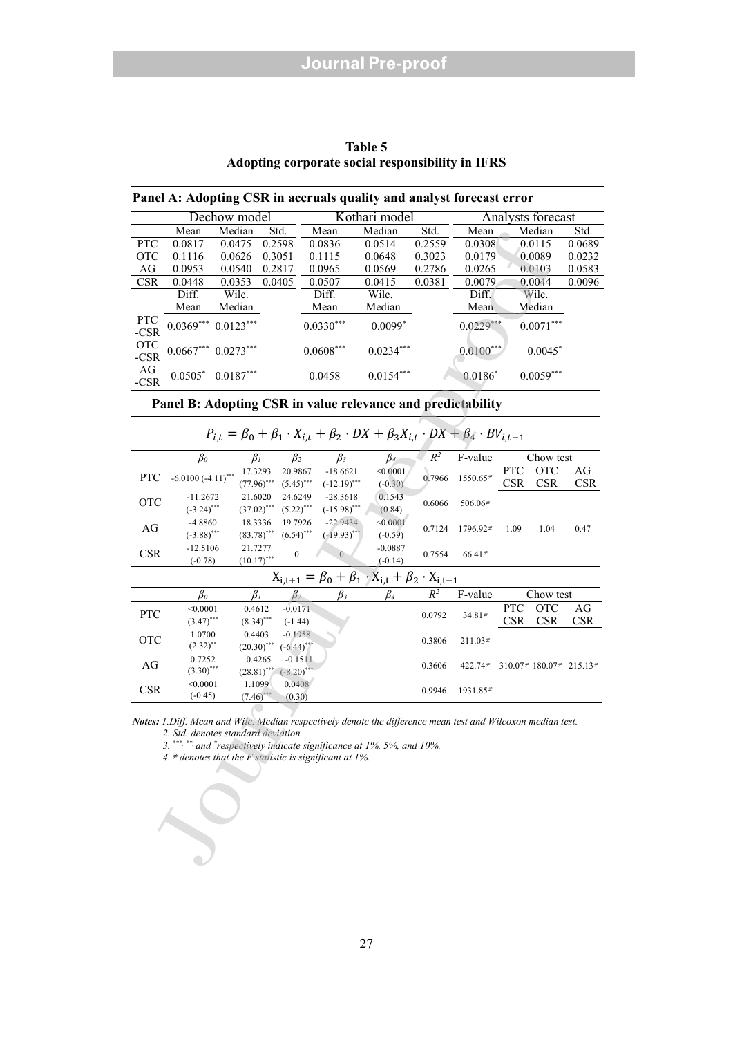**Table 5**
**Adopting corporate social responsibility in IFRS**

**Panel A: Adopting CSR in accruals quality and analyst forecast error**

| | Dechow model | | | Kothari model | | | Analysts forecast | | |
|---|---|---|---|---|---|---|---|---|---|
| | Mean | Median | Std. | Mean | Median | Std. | Mean | Median | Std. |
| PTC | 0.0817 | 0.0475 | 0.2598 | 0.0836 | 0.0514 | 0.2559 | 0.0308 | 0.0115 | 0.0689 |
| OTC | 0.1116 | 0.0626 | 0.3051 | 0.1115 | 0.0648 | 0.3023 | 0.0179 | 0.0089 | 0.0232 |
| AG | 0.0953 | 0.0540 | 0.2817 | 0.0965 | 0.0569 | 0.2786 | 0.0265 | 0.0103 | 0.0583 |
| CSR | 0.0448 | 0.0353 | 0.0405 | 0.0507 | 0.0415 | 0.0381 | 0.0079 | 0.0044 | 0.0096 |
| | Diff. Mean | Wilc. Median | | Diff. Mean | Wilc. Median | | Diff. Mean | Wilc. Median | |
| PTC -CSR | 0.0369*** | 0.0123*** | | 0.0330*** | 0.0099* | | 0.0229*** | 0.0071*** | |
| OTC -CSR | 0.0667*** | 0.0273*** | | 0.0608*** | 0.0234*** | | 0.0100*** | 0.0045* | |
| AG -CSR | 0.0505* | 0.0187*** | | 0.0458 | 0.0154*** | | 0.0186* | 0.0059*** | |

**Panel B: Adopting CSR in value relevance and predictability**

$$P_{i,t} = \beta_0 + \beta_1 \cdot X_{i,t} + \beta_2 \cdot DX + \beta_3 X_{i,t} \cdot DX + \beta_4 \cdot BV_{i,t-1}$$

| | $\beta_0$ | $\beta_1$ | $\beta_2$ | $\beta_3$ | $\beta_4$ | $R^2$ | F-value | Chow test | | |
|---|---|---|---|---|---|---|---|---|---|---|
| PTC | -6.0100 (-4.11)*** | 17.3293 (77.96)*** | 20.9867 (5.45)*** | -18.6621 (-12.19)*** | <0.0001 (-0.30) | 0.7966 | 1550.65≠ | PTC CSR | OTC CSR | AG CSR |
| OTC | -11.2672 (-3.24)*** | 21.6020 (37.02)*** | 24.6249 (5.22)*** | -28.3618 (-15.98)*** | 0.1543 (0.84) | 0.6066 | 506.06≠ | | | |
| AG | -4.8860 (-3.88)*** | 18.3336 (83.78)*** | 19.7926 (6.54)*** | -22.9434 (-19.93)*** | <0.0001 (-0.59) | 0.7124 | 1796.92≠ | 1.09 | 1.04 | 0.47 |
| CSR | -12.5106 (-0.78) | 21.7277 (10.17)*** | 0 | 0 | -0.0887 (-0.14) | 0.7554 | 66.41≠ | | | |

$$X_{i,t+1} = \beta_0 + \beta_1 \cdot X_{i,t} + \beta_2 \cdot X_{i,t-1}$$

| | $\beta_0$ | $\beta_1$ | $\beta_2$ | $\beta_3$ | $\beta_4$ | $R^2$ | F-value | Chow test | | |
|---|---|---|---|---|---|---|---|---|---|---|
| PTC | <0.0001 (3.47)*** | 0.4612 (8.34)*** | -0.0171 (-1.44) | | | 0.0792 | 34.81≠ | PTC CSR | OTC CSR | AG CSR |
| OTC | 1.0700 (2.32)** | 0.4403 (20.30)*** | -0.1958 (-6.44)*** | | | 0.3806 | 211.03≠ | | | |
| AG | 0.7252 (3.30)*** | 0.4265 (28.81)*** | -0.1511 (-8.20)*** | | | 0.3606 | 422.74≠ | 310.07≠ | 180.07≠ | 215.13≠ |
| CSR | <0.0001 (-0.45) | 1.1099 (7.46)*** | 0.0408 (0.30) | | | 0.9946 | 1931.85≠ | | | |

*Notes: 1.Diff. Mean and Wilc. Median respectively denote the difference mean test and Wilcoxon median test.*
*2. Std. denotes standard deviation.*
*3. \*\*\*, \*\*, and \* respectively indicate significance at 1%, 5%, and 10%.*
*4. ≠ denotes that the F statistic is significant at 1%.*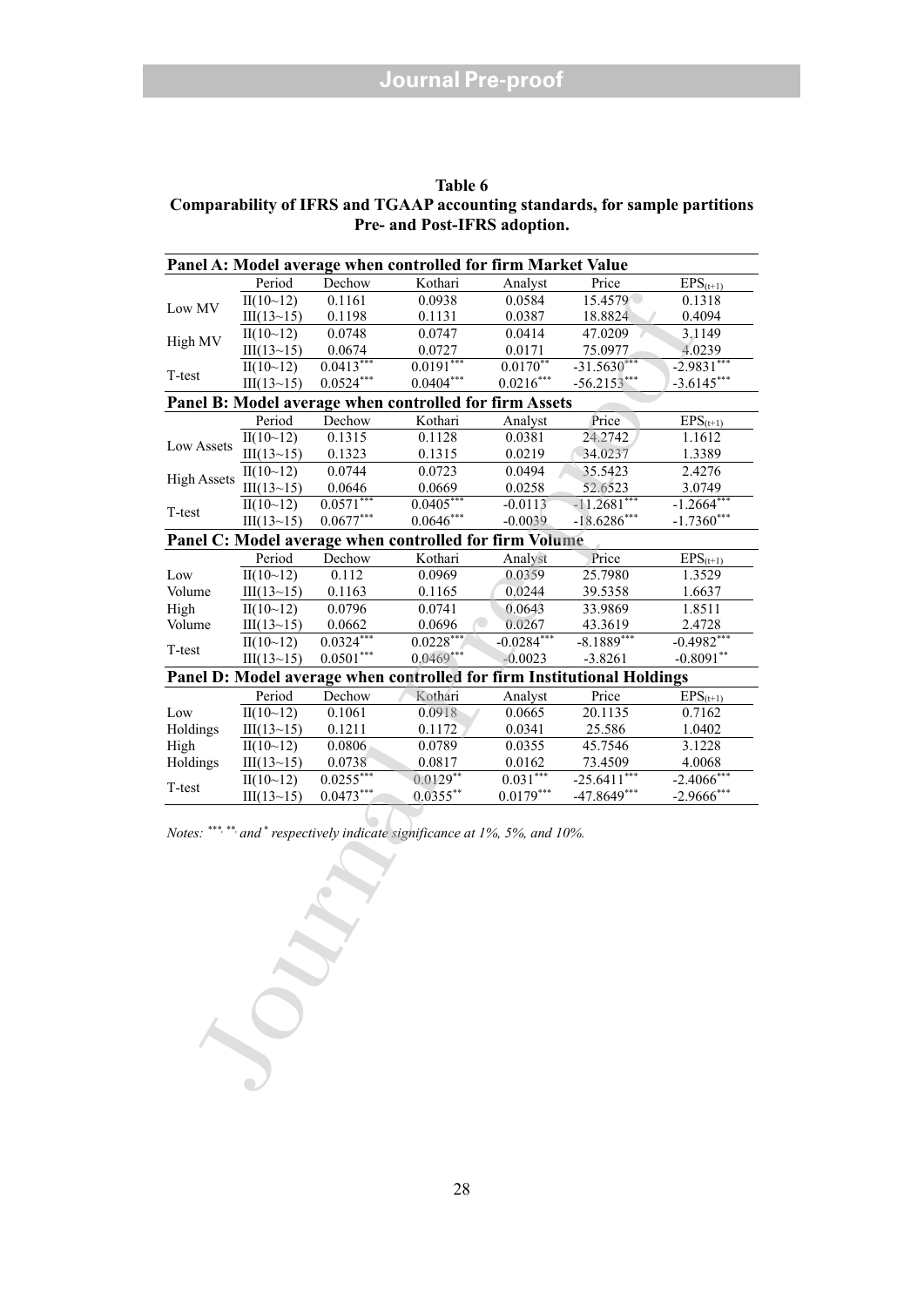**Table 6**
**Comparability of IFRS and TGAAP accounting standards, for sample partitions Pre- and Post-IFRS adoption.**

| **Panel A: Model average when controlled for firm Market Value** | | | | | | |
|---|---|---|---|---|---|---|
| | Period | Dechow | Kothari | Analyst | Price | $EPS_{(t+1)}$ |
| Low MV | II(10~12) | 0.1161 | 0.0938 | 0.0584 | 15.4579 | 0.1318 |
| | III(13~15) | 0.1198 | 0.1131 | 0.0387 | 18.8824 | 0.4094 |
| High MV | II(10~12) | 0.0748 | 0.0747 | 0.0414 | 47.0209 | 3.1149 |
| | III(13~15) | 0.0674 | 0.0727 | 0.0171 | 75.0977 | 4.0239 |
| T-test | II(10~12) | 0.0413*** | 0.0191*** | 0.0170** | -31.5630*** | -2.9831*** |
| | III(13~15) | 0.0524*** | 0.0404*** | 0.0216*** | -56.2153*** | -3.6145*** |
| **Panel B: Model average when controlled for firm Assets** | | | | | | |
| | Period | Dechow | Kothari | Analyst | Price | $EPS_{(t+1)}$ |
| Low Assets | II(10~12) | 0.1315 | 0.1128 | 0.0381 | 24.2742 | 1.1612 |
| | III(13~15) | 0.1323 | 0.1315 | 0.0219 | 34.0237 | 1.3389 |
| High Assets | II(10~12) | 0.0744 | 0.0723 | 0.0494 | 35.5423 | 2.4276 |
| | III(13~15) | 0.0646 | 0.0669 | 0.0258 | 52.6523 | 3.0749 |
| T-test | II(10~12) | 0.0571*** | 0.0405*** | -0.0113 | -11.2681*** | -1.2664*** |
| | III(13~15) | 0.0677*** | 0.0646*** | -0.0039 | -18.6286*** | -1.7360*** |
| **Panel C: Model average when controlled for firm Volume** | | | | | | |
| | Period | Dechow | Kothari | Analyst | Price | $EPS_{(t+1)}$ |
| Low Volume | II(10~12) | 0.112 | 0.0969 | 0.0359 | 25.7980 | 1.3529 |
| | III(13~15) | 0.1163 | 0.1165 | 0.0244 | 39.5358 | 1.6637 |
| High Volume | II(10~12) | 0.0796 | 0.0741 | 0.0643 | 33.9869 | 1.8511 |
| | III(13~15) | 0.0662 | 0.0696 | 0.0267 | 43.3619 | 2.4728 |
| T-test | II(10~12) | 0.0324*** | 0.0228*** | -0.0284*** | -8.1889*** | -0.4982*** |
| | III(13~15) | 0.0501*** | 0.0469*** | -0.0023 | -3.8261 | -0.8091** |
| **Panel D: Model average when controlled for firm Institutional Holdings** | | | | | | |
| | Period | Dechow | Kothari | Analyst | Price | $EPS_{(t+1)}$ |
| Low Holdings | II(10~12) | 0.1061 | 0.0918 | 0.0665 | 20.1135 | 0.7162 |
| | III(13~15) | 0.1211 | 0.1172 | 0.0341 | 25.586 | 1.0402 |
| High Holdings | II(10~12) | 0.0806 | 0.0789 | 0.0355 | 45.7546 | 3.1228 |
| | III(13~15) | 0.0738 | 0.0817 | 0.0162 | 73.4509 | 4.0068 |
| T-test | II(10~12) | 0.0255*** | 0.0129** | 0.031*** | -25.6411*** | -2.4066*** |
| | III(13~15) | 0.0473*** | 0.0355** | 0.0179*** | -47.8649*** | -2.9666*** |

*Notes: \*\*\*, \*\*, and \* respectively indicate significance at 1%, 5%, and 10%.*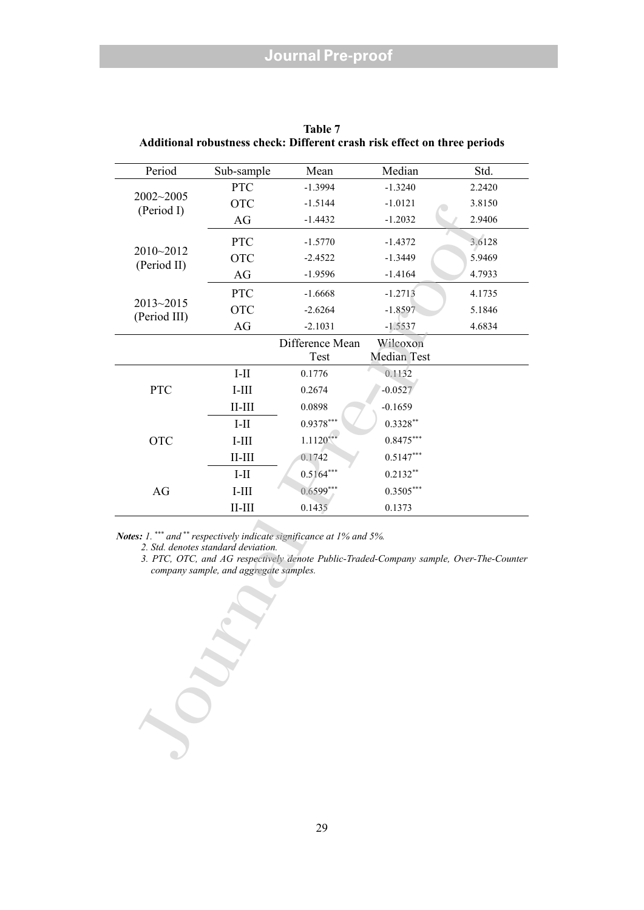**Table 7**
**Additional robustness check: Different crash risk effect on three periods**

| Period | Sub-sample | Mean | Median | Std. |
|---|---|---|---|---|
| 2002~2005 (Period I) | PTC | -1.3994 | -1.3240 | 2.2420 |
| | OTC | -1.5144 | -1.0121 | 3.8150 |
| | AG | -1.4432 | -1.2032 | 2.9406 |
| 2010~2012 (Period II) | PTC | -1.5770 | -1.4372 | 3.6128 |
| | OTC | -2.4522 | -1.3449 | 5.9469 |
| | AG | -1.9596 | -1.4164 | 4.7933 |
| 2013~2015 (Period III) | PTC | -1.6668 | -1.2713 | 4.1735 |
| | OTC | -2.6264 | -1.8597 | 5.1846 |
| | AG | -2.1031 | -1.5537 | 4.6834 |
| | | Difference Mean Test | Wilcoxon Median Test | |
| PTC | I-II | 0.1776 | 0.1132 | |
| | I-III | 0.2674 | -0.0527 | |
| | II-III | 0.0898 | -0.1659 | |
| OTC | I-II | 0.9378*** | 0.3328** | |
| | I-III | 1.1120*** | 0.8475*** | |
| | II-III | 0.1742 | 0.5147*** | |
| AG | I-II | 0.5164*** | 0.2132** | |
| | I-III | 0.6599*** | 0.3505*** | |
| | II-III | 0.1435 | 0.1373 | |

***Notes:*** *1. \*\*\* and \*\* respectively indicate significance at 1% and 5%.*

*2. Std. denotes standard deviation.*

*3. PTC, OTC, and AG respectively denote Public-Traded-Company sample, Over-The-Counter company sample, and aggregate samples.*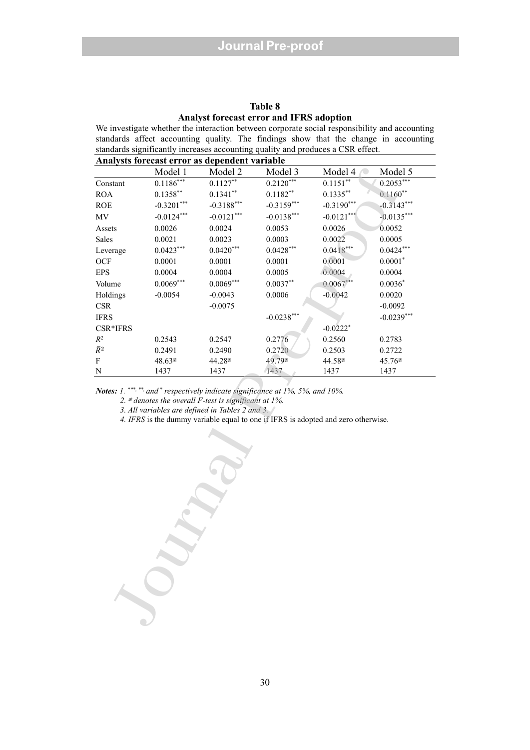**Table 8**

**Analyst forecast error and IFRS adoption**

We investigate whether the interaction between corporate social responsibility and accounting standards affect accounting quality. The findings show that the change in accounting standards significantly increases accounting quality and produces a CSR effect.

**Analysts forecast error as dependent variable**

| | Model 1 | Model 2 | Model 3 | Model 4 | Model 5 |
|---|---|---|---|---|---|
| Constant | 0.1186*** | 0.1127** | 0.2120*** | 0.1151** | 0.2053*** |
| ROA | 0.1358** | 0.1341** | 0.1182** | 0.1335** | 0.1160** |
| ROE | -0.3201*** | -0.3188*** | -0.3159*** | -0.3190*** | -0.3143*** |
| MV | -0.0124*** | -0.0121*** | -0.0138*** | -0.0121*** | -0.0135*** |
| Assets | 0.0026 | 0.0024 | 0.0053 | 0.0026 | 0.0052 |
| Sales | 0.0021 | 0.0023 | 0.0003 | 0.0022 | 0.0005 |
| Leverage | 0.0423*** | 0.0420*** | 0.0428*** | 0.0418*** | 0.0424*** |
| OCF | 0.0001 | 0.0001 | 0.0001 | 0.0001 | 0.0001* |
| EPS | 0.0004 | 0.0004 | 0.0005 | 0.0004 | 0.0004 |
| Volume | 0.0069*** | 0.0069*** | 0.0037** | 0.0067*** | 0.0036* |
| Holdings | -0.0054 | -0.0043 | 0.0006 | -0.0042 | 0.0020 |
| CSR | | -0.0075 | | | -0.0092 |
| IFRS | | | -0.0238*** | | -0.0239*** |
| CSR*IFRS | | | | -0.0222* | |
| $R^2$ | 0.2543 | 0.2547 | 0.2776 | 0.2560 | 0.2783 |
| $\bar{R}^2$ | 0.2491 | 0.2490 | 0.2720 | 0.2503 | 0.2722 |
| F | 48.63≠ | 44.28≠ | 49.79≠ | 44.58≠ | 45.76≠ |
| N | 1437 | 1437 | 1437 | 1437 | 1437 |

***Notes:*** *1. \*\*\*, \*\*, and \* respectively indicate significance at 1%, 5%, and 10%.*

*2. ≠ denotes the overall F-test is significant at 1%.*

*3. All variables are defined in Tables 2 and 3.*

*4. IFRS* is the dummy variable equal to one if IFRS is adopted and zero otherwise.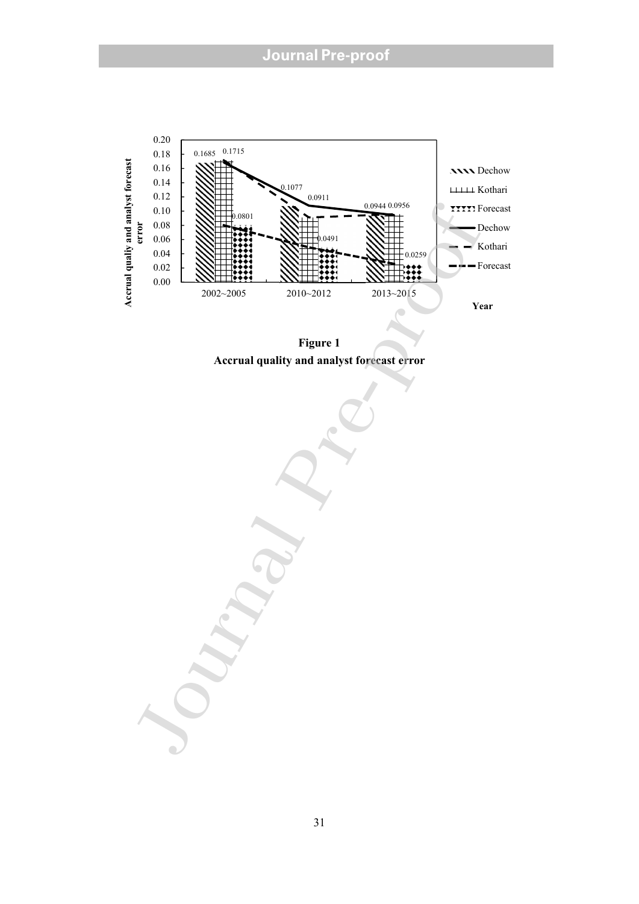**Figure 1**

**Accrual quality and analyst forecast error**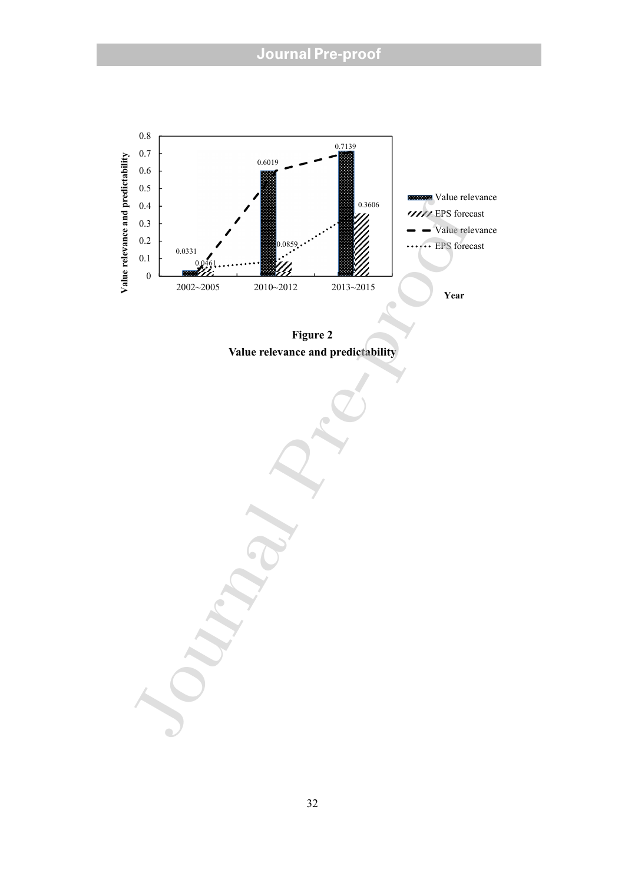0.8
0.7
0.6
0.5
0.4
0.3
0.2
0.1
0

Value relevance and predictability

0.0331
0.0461
0.6019
0.0859
0.7139
0.3606

2002~2005
2010~2012
2013~2015

Year

Value relevance
EPS forecast
Value relevance
EPS forecast

**Figure 2**
**Value relevance and predictability**